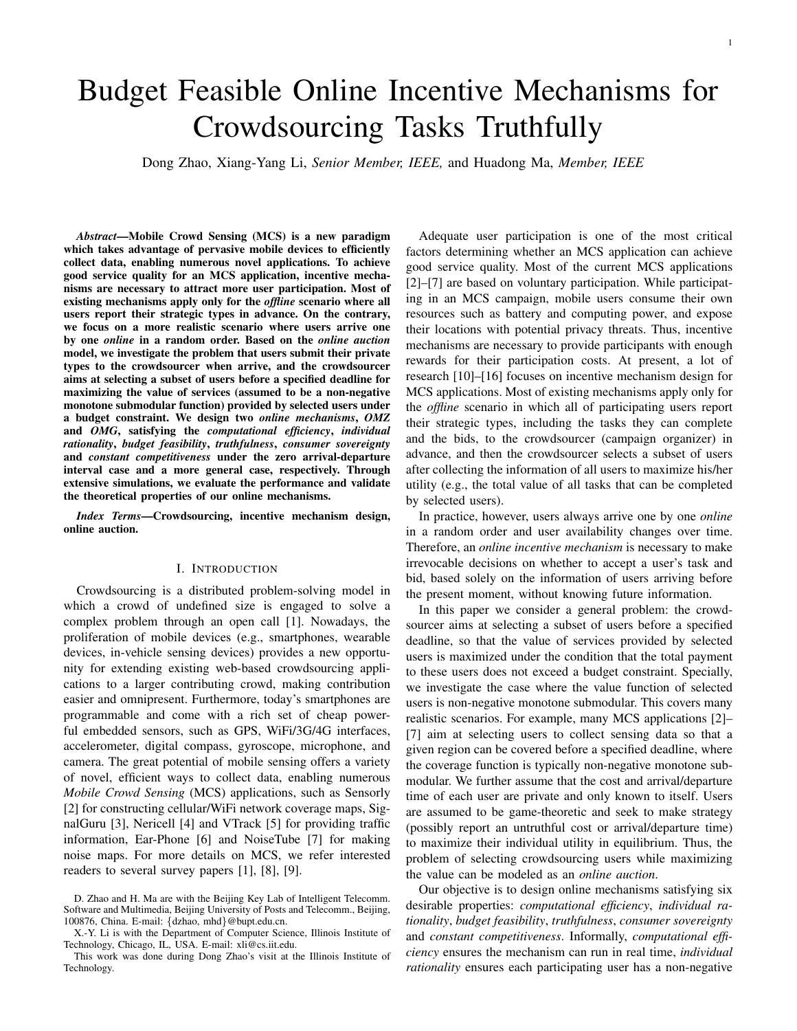# Budget Feasible Online Incentive Mechanisms for Crowdsourcing Tasks Truthfully

Dong Zhao, Xiang-Yang Li, *Senior Member, IEEE,* and Huadong Ma, *Member, IEEE*

***Abstract*—Mobile Crowd Sensing (MCS) is a new paradigm which takes advantage of pervasive mobile devices to efficiently collect data, enabling numerous novel applications. To achieve good service quality for an MCS application, incentive mechanisms are necessary to attract more user participation. Most of existing mechanisms apply only for the *offline* scenario where all users report their strategic types in advance. On the contrary, we focus on a more realistic scenario where users arrive one by one *online* in a random order. Based on the *online auction* model, we investigate the problem that users submit their private types to the crowdsourcer when arrive, and the crowdsourcer aims at selecting a subset of users before a specified deadline for maximizing the value of services (assumed to be a non-negative monotone submodular function) provided by selected users under a budget constraint. We design two *online mechanisms*, *OMZ* and *OMG*, satisfying the *computational efficiency*, *individual rationality*, *budget feasibility*, *truthfulness*, *consumer sovereignty* and *constant competitiveness* under the zero arrival-departure interval case and a more general case, respectively. Through extensive simulations, we evaluate the performance and validate the theoretical properties of our online mechanisms.**

***Index Terms*—Crowdsourcing, incentive mechanism design, online auction.**

## I. Introduction

Crowdsourcing is a distributed problem-solving model in which a crowd of undefined size is engaged to solve a complex problem through an open call [1]. Nowadays, the proliferation of mobile devices (e.g., smartphones, wearable devices, in-vehicle sensing devices) provides a new opportunity for extending existing web-based crowdsourcing applications to a larger contributing crowd, making contribution easier and omnipresent. Furthermore, today's smartphones are programmable and come with a rich set of cheap powerful embedded sensors, such as GPS, WiFi/3G/4G interfaces, accelerometer, digital compass, gyroscope, microphone, and camera. The great potential of mobile sensing offers a variety of novel, efficient ways to collect data, enabling numerous *Mobile Crowd Sensing* (MCS) applications, such as Sensorly [2] for constructing cellular/WiFi network coverage maps, SignalGuru [3], Nericell [4] and VTrack [5] for providing traffic information, Ear-Phone [6] and NoiseTube [7] for making noise maps. For more details on MCS, we refer interested readers to several survey papers [1], [8], [9].

Adequate user participation is one of the most critical factors determining whether an MCS application can achieve good service quality. Most of the current MCS applications [2]–[7] are based on voluntary participation. While participating in an MCS campaign, mobile users consume their own resources such as battery and computing power, and expose their locations with potential privacy threats. Thus, incentive mechanisms are necessary to provide participants with enough rewards for their participation costs. At present, a lot of research [10]–[16] focuses on incentive mechanism design for MCS applications. Most of existing mechanisms apply only for the *offline* scenario in which all of participating users report their strategic types, including the tasks they can complete and the bids, to the crowdsourcer (campaign organizer) in advance, and then the crowdsourcer selects a subset of users after collecting the information of all users to maximize his/her utility (e.g., the total value of all tasks that can be completed by selected users).

In practice, however, users always arrive one by one *online* in a random order and user availability changes over time. Therefore, an *online incentive mechanism* is necessary to make irrevocable decisions on whether to accept a user's task and bid, based solely on the information of users arriving before the present moment, without knowing future information.

In this paper we consider a general problem: the crowdsourcer aims at selecting a subset of users before a specified deadline, so that the value of services provided by selected users is maximized under the condition that the total payment to these users does not exceed a budget constraint. Specially, we investigate the case where the value function of selected users is non-negative monotone submodular. This covers many realistic scenarios. For example, many MCS applications [2]–[7] aim at selecting users to collect sensing data so that a given region can be covered before a specified deadline, where the coverage function is typically non-negative monotone submodular. We further assume that the cost and arrival/departure time of each user are private and only known to itself. Users are assumed to be game-theoretic and seek to make strategy (possibly report an untruthful cost or arrival/departure time) to maximize their individual utility in equilibrium. Thus, the problem of selecting crowdsourcing users while maximizing the value can be modeled as an *online auction*.

Our objective is to design online mechanisms satisfying six desirable properties: *computational efficiency*, *individual rationality*, *budget feasibility*, *truthfulness*, *consumer sovereignty* and *constant competitiveness*. Informally, *computational efficiency* ensures the mechanism can run in real time, *individual rationality* ensures each participating user has a non-negative

D. Zhao and H. Ma are with the Beijing Key Lab of Intelligent Telecomm. Software and Multimedia, Beijing University of Posts and Telecomm., Beijing, 100876, China. E-mail: {dzhao, mhd}@bupt.edu.cn.

X.-Y. Li is with the Department of Computer Science, Illinois Institute of Technology, Chicago, IL, USA. E-mail: xli@cs.iit.edu.

This work was done during Dong Zhao's visit at the Illinois Institute of Technology.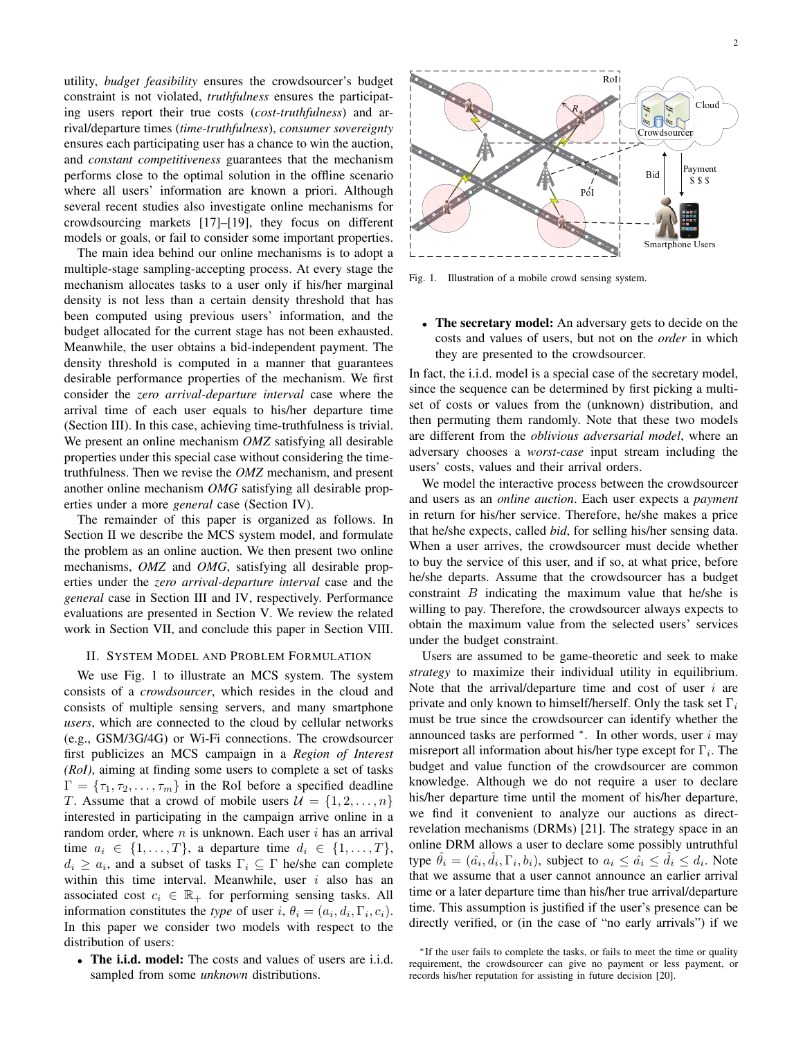utility, *budget feasibility* ensures the crowdsourcer's budget constraint is not violated, *truthfulness* ensures the participating users report their true costs (*cost-truthfulness*) and arrival/departure times (*time-truthfulness*), *consumer sovereignty* ensures each participating user has a chance to win the auction, and *constant competitiveness* guarantees that the mechanism performs close to the optimal solution in the offline scenario where all users' information are known a priori. Although several recent studies also investigate online mechanisms for crowdsourcing markets [17]–[19], they focus on different models or goals, or fail to consider some important properties.

The main idea behind our online mechanisms is to adopt a multiple-stage sampling-accepting process. At every stage the mechanism allocates tasks to a user only if his/her marginal density is not less than a certain density threshold that has been computed using previous users' information, and the budget allocated for the current stage has not been exhausted. Meanwhile, the user obtains a bid-independent payment. The density threshold is computed in a manner that guarantees desirable performance properties of the mechanism. We first consider the *zero arrival-departure interval* case where the arrival time of each user equals to his/her departure time (Section III). In this case, achieving time-truthfulness is trivial. We present an online mechanism *OMZ* satisfying all desirable properties under this special case without considering the time-truthfulness. Then we revise the *OMZ* mechanism, and present another online mechanism *OMG* satisfying all desirable properties under a more *general* case (Section IV).

The remainder of this paper is organized as follows. In Section II we describe the MCS system model, and formulate the problem as an online auction. We then present two online mechanisms, *OMZ* and *OMG*, satisfying all desirable properties under the *zero arrival-departure interval* case and the *general* case in Section III and IV, respectively. Performance evaluations are presented in Section V. We review the related work in Section VII, and conclude this paper in Section VIII.

## II. System Model and Problem Formulation

We use Fig. 1 to illustrate an MCS system. The system consists of a *crowdsourcer*, which resides in the cloud and consists of multiple sensing servers, and many smartphone *users*, which are connected to the cloud by cellular networks (e.g., GSM/3G/4G) or Wi-Fi connections. The crowdsourcer first publicizes an MCS campaign in a *Region of Interest (RoI)*, aiming at finding some users to complete a set of tasks $\Gamma = \{\tau_1, \tau_2, \ldots, \tau_m\}$ in the RoI before a specified deadline $T$. Assume that a crowd of mobile users $\mathcal{U} = \{1, 2, \ldots, n\}$ interested in participating in the campaign arrive online in a random order, where $n$ is unknown. Each user $i$ has an arrival time $a_i \in \{1, \ldots, T\}$, a departure time $d_i \in \{1, \ldots, T\}$, $d_i \geq a_i$, and a subset of tasks $\Gamma_i \subseteq \Gamma$ he/she can complete within this time interval. Meanwhile, user $i$ also has an associated cost $c_i \in \mathbb{R}_+$ for performing sensing tasks. All information constitutes the *type* of user $i$, $\theta_i = (a_i, d_i, \Gamma_i, c_i)$. In this paper we consider two models with respect to the distribution of users:

- **The i.i.d. model:** The costs and values of users are i.i.d. sampled from some *unknown* distributions.
- **The secretary model:** An adversary gets to decide on the costs and values of users, but not on the *order* in which they are presented to the crowdsourcer.

RoI
Cloud
R
Crowdsourcer
Bid
Payment
$ $ $
PoI
Smartphone Users

Fig. 1. Illustration of a mobile crowd sensing system.

In fact, the i.i.d. model is a special case of the secretary model, since the sequence can be determined by first picking a multi-set of costs or values from the (unknown) distribution, and then permuting them randomly. Note that these two models are different from the *oblivious adversarial model*, where an adversary chooses a *worst-case* input stream including the users' costs, values and their arrival orders.

We model the interactive process between the crowdsourcer and users as an *online auction*. Each user expects a *payment* in return for his/her service. Therefore, he/she makes a price that he/she expects, called *bid*, for selling his/her sensing data. When a user arrives, the crowdsourcer must decide whether to buy the service of this user, and if so, at what price, before he/she departs. Assume that the crowdsourcer has a budget constraint $B$ indicating the maximum value that he/she is willing to pay. Therefore, the crowdsourcer always expects to obtain the maximum value from the selected users' services under the budget constraint.

Users are assumed to be game-theoretic and seek to make *strategy* to maximize their individual utility in equilibrium. Note that the arrival/departure time and cost of user $i$ are private and only known to himself/herself. Only the task set $\Gamma_i$ must be true since the crowdsourcer can identify whether the announced tasks are performed [*]. In other words, user $i$ may misreport all information about his/her type except for $\Gamma_i$. The budget and value function of the crowdsourcer are common knowledge. Although we do not require a user to declare his/her departure time until the moment of his/her departure, we find it convenient to analyze our auctions as direct-revelation mechanisms (DRMs) [21]. The strategy space in an online DRM allows a user to declare some possibly untruthful type $\hat{\theta}_i = (\hat{a}_i, \hat{d}_i, \Gamma_i, b_i)$, subject to $a_i \leq \hat{a}_i \leq \hat{d}_i \leq d_i$. Note that we assume that a user cannot announce an earlier arrival time or a later departure time than his/her true arrival/departure time. This assumption is justified if the user's presence can be directly verified, or (in the case of "no early arrivals") if we

[*] If the user fails to complete the tasks, or fails to meet the time or quality requirement, the crowdsourcer can give no payment or less payment, or records his/her reputation for assisting in future decision [20].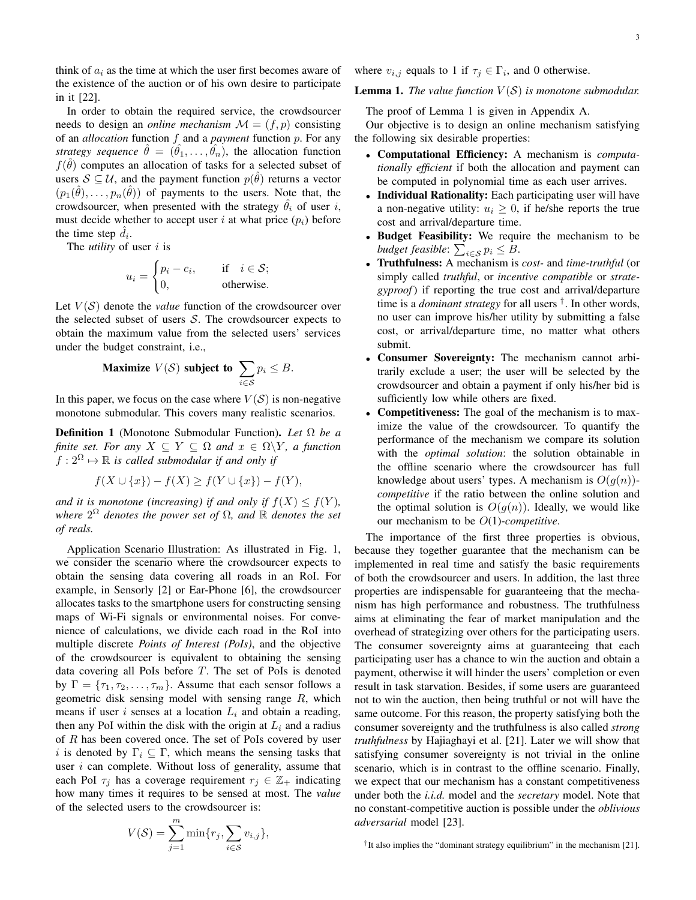think of $a_i$ as the time at which the user first becomes aware of the existence of the auction or of his own desire to participate in it [22].

In order to obtain the required service, the crowdsourcer needs to design an *online mechanism* $\mathcal{M} = (f, p)$ consisting of an *allocation* function $f$ and a *payment* function $p$. For any *strategy sequence* $\hat{\theta} = (\hat{\theta}_1, \ldots, \hat{\theta}_n)$, the allocation function $f(\hat{\theta})$ computes an allocation of tasks for a selected subset of users $\mathcal{S} \subseteq \mathcal{U}$, and the payment function $p(\hat{\theta})$ returns a vector $(p_1(\hat{\theta}), \ldots, p_n(\hat{\theta}))$ of payments to the users. Note that, the crowdsourcer, when presented with the strategy $\hat{\theta}_i$ of user $i$, must decide whether to accept user $i$ at what price ($p_i$) before the time step $\hat{d}_i$.

The *utility* of user $i$ is

$$u_i = \begin{cases} p_i - c_i, & \text{if} \quad i \in \mathcal{S}; \\ 0, & \text{otherwise.} \end{cases}$$

Let $V(\mathcal{S})$ denote the *value* function of the crowdsourcer over the selected subset of users $\mathcal{S}$. The crowdsourcer expects to obtain the maximum value from the selected users' services under the budget constraint, i.e.,

$$\textbf{Maximize } V(\mathcal{S}) \textbf{ subject to } \sum_{i \in \mathcal{S}} p_i \leq B.$$

In this paper, we focus on the case where $V(\mathcal{S})$ is non-negative monotone submodular. This covers many realistic scenarios.

**Definition 1** (Monotone Submodular Function). *Let $\Omega$ be a finite set. For any $X \subseteq Y \subseteq \Omega$ and $x \in \Omega \backslash Y$, a function $f : 2^{\Omega} \mapsto \mathbb{R}$ is called submodular if and only if*

$$f(X \cup \{x\}) - f(X) \geq f(Y \cup \{x\}) - f(Y),$$

*and it is monotone (increasing) if and only if $f(X) \leq f(Y)$, where $2^{\Omega}$ denotes the power set of $\Omega$, and $\mathbb{R}$ denotes the set of reals.*

Application Scenario Illustration: As illustrated in Fig. 1, we consider the scenario where the crowdsourcer expects to obtain the sensing data covering all roads in an RoI. For example, in Sensorly [2] or Ear-Phone [6], the crowdsourcer allocates tasks to the smartphone users for constructing sensing maps of Wi-Fi signals or environmental noises. For convenience of calculations, we divide each road in the RoI into multiple discrete *Points of Interest (PoIs)*, and the objective of the crowdsourcer is equivalent to obtaining the sensing data covering all PoIs before $T$. The set of PoIs is denoted by $\Gamma = \{\tau_1, \tau_2, \ldots, \tau_m\}$. Assume that each sensor follows a geometric disk sensing model with sensing range $R$, which means if user $i$ senses at a location $L_i$ and obtain a reading, then any PoI within the disk with the origin at $L_i$ and a radius of $R$ has been covered once. The set of PoIs covered by user $i$ is denoted by $\Gamma_i \subseteq \Gamma$, which means the sensing tasks that user $i$ can complete. Without loss of generality, assume that each PoI $\tau_j$ has a coverage requirement $r_j \in \mathbb{Z}_+$ indicating how many times it requires to be sensed at most. The *value* of the selected users to the crowdsourcer is:

$$V(\mathcal{S}) = \sum_{j=1}^{m} \min\{r_j, \sum_{i \in \mathcal{S}} v_{i,j}\},$$

where $v_{i,j}$ equals to 1 if $\tau_j \in \Gamma_i$, and 0 otherwise.

**Lemma 1.** *The value function $V(\mathcal{S})$ is monotone submodular.*

The proof of Lemma 1 is given in Appendix A.

Our objective is to design an online mechanism satisfying the following six desirable properties:

- **Computational Efficiency:** A mechanism is *computationally efficient* if both the allocation and payment can be computed in polynomial time as each user arrives.
- **Individual Rationality:** Each participating user will have a non-negative utility: $u_i \geq 0$, if he/she reports the true cost and arrival/departure time.
- **Budget Feasibility:** We require the mechanism to be *budget feasible*: $\sum_{i \in \mathcal{S}} p_i \leq B$.
- **Truthfulness:** A mechanism is *cost-* and *time-truthful* (or simply called *truthful*, or *incentive compatible* or *strategyproof*) if reporting the true cost and arrival/departure time is a *dominant strategy* for all users [†]. In other words, no user can improve his/her utility by submitting a false cost, or arrival/departure time, no matter what others submit.
- **Consumer Sovereignty:** The mechanism cannot arbitrarily exclude a user; the user will be selected by the crowdsourcer and obtain a payment if only his/her bid is sufficiently low while others are fixed.
- **Competitiveness:** The goal of the mechanism is to maximize the value of the crowdsourcer. To quantify the performance of the mechanism we compare its solution with the *optimal solution*: the solution obtainable in the offline scenario where the crowdsourcer has full knowledge about users' types. A mechanism is *$O(g(n))$-competitive* if the ratio between the online solution and the optimal solution is $O(g(n))$. Ideally, we would like our mechanism to be *$O(1)$-competitive*.

The importance of the first three properties is obvious, because they together guarantee that the mechanism can be implemented in real time and satisfy the basic requirements of both the crowdsourcer and users. In addition, the last three properties are indispensable for guaranteeing that the mechanism has high performance and robustness. The truthfulness aims at eliminating the fear of market manipulation and the overhead of strategizing over others for the participating users. The consumer sovereignty aims at guaranteeing that each participating user has a chance to win the auction and obtain a payment, otherwise it will hinder the users' completion or even result in task starvation. Besides, if some users are guaranteed not to win the auction, then being truthful or not will have the same outcome. For this reason, the property satisfying both the consumer sovereignty and the truthfulness is also called *strong truthfulness* by Hajiaghayi et al. [21]. Later we will show that satisfying consumer sovereignty is not trivial in the online scenario, which is in contrast to the offline scenario. Finally, we expect that our mechanism has a constant competitiveness under both the *i.i.d.* model and the *secretary* model. Note that no constant-competitive auction is possible under the *oblivious adversarial* model [23].

[†] It also implies the "dominant strategy equilibrium" in the mechanism [21].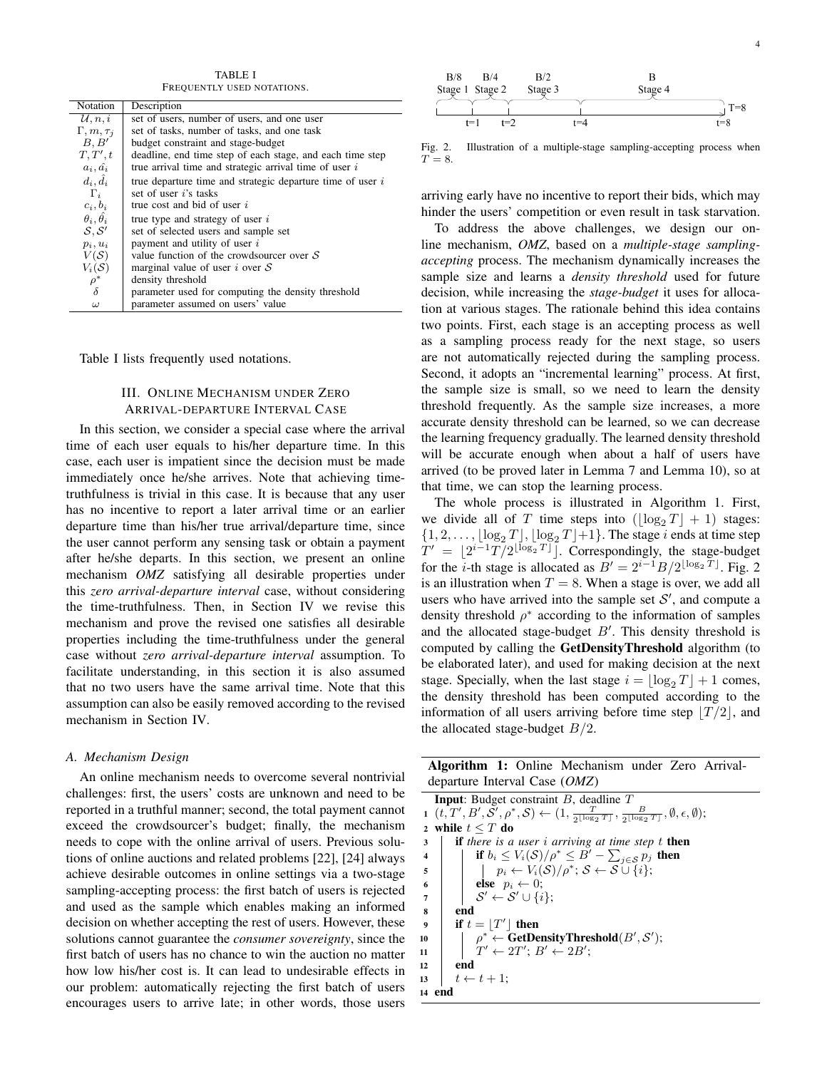TABLE I
FREQUENTLY USED NOTATIONS.

| Notation | Description |
| --- | --- |
| $\mathcal{U}, n, i$ | set of users, number of users, and one user |
| $\Gamma, m, \tau_j$ | set of tasks, number of tasks, and one task |
| $B, B'$ | budget constraint and stage-budget |
| $T, T', t$ | deadline, end time step of each stage, and each time step |
| $a_i, \hat{a}_i$ | true arrival time and strategic arrival time of user $i$ |
| $d_i, \hat{d}_i$ | true departure time and strategic departure time of user $i$ |
| $\Gamma_i$ | set of user $i$'s tasks |
| $c_i, b_i$ | true cost and bid of user $i$ |
| $\theta_i, \hat{\theta}_i$ | true type and strategy of user $i$ |
| $\mathcal{S}, \mathcal{S}'$ | set of selected users and sample set |
| $p_i, u_i$ | payment and utility of user $i$ |
| $V(\mathcal{S})$ | value function of the crowdsourcer over $\mathcal{S}$ |
| $V_i(\mathcal{S})$ | marginal value of user $i$ over $\mathcal{S}$ |
| $\rho^*$ | density threshold |
| $\delta$ | parameter used for computing the density threshold |
| $\omega$ | parameter assumed on users' value |

Table I lists frequently used notations.

## III. Online Mechanism under Zero Arrival-departure Interval Case

In this section, we consider a special case where the arrival time of each user equals to his/her departure time. In this case, each user is impatient since the decision must be made immediately once he/she arrives. Note that achieving time-truthfulness is trivial in this case. It is because that any user has no incentive to report a later arrival time or an earlier departure time than his/her true arrival/departure time, since the user cannot perform any sensing task or obtain a payment after he/she departs. In this section, we present an online mechanism *OMZ* satisfying all desirable properties under this *zero arrival-departure interval* case, without considering the time-truthfulness. Then, in Section IV we revise this mechanism and prove the revised one satisfies all desirable properties including the time-truthfulness under the general case without *zero arrival-departure interval* assumption. To facilitate understanding, in this section it is also assumed that no two users have the same arrival time. Note that this assumption can also be easily removed according to the revised mechanism in Section IV.

### A. Mechanism Design

An online mechanism needs to overcome several nontrivial challenges: first, the users' costs are unknown and need to be reported in a truthful manner; second, the total payment cannot exceed the crowdsourcer's budget; finally, the mechanism needs to cope with the online arrival of users. Previous solutions of online auctions and related problems [22], [24] always achieve desirable outcomes in online settings via a two-stage sampling-accepting process: the first batch of users is rejected and used as the sample which enables making an informed decision on whether accepting the rest of users. However, these solutions cannot guarantee the *consumer sovereignty*, since the first batch of users has no chance to win the auction no matter how low his/her cost is. It can lead to undesirable effects in our problem: automatically rejecting the first batch of users encourages users to arrive late; in other words, those users arriving early have no incentive to report their bids, which may hinder the users' competition or even result in task starvation.

B/8 B/4 B/2 B
Stage 1 Stage 2 Stage 3 Stage 4
t=1 t=2 t=4 t=8
T=8

Fig. 2. Illustration of a multiple-stage sampling-accepting process when $T = 8$.

To address the above challenges, we design our online mechanism, *OMZ*, based on a *multiple-stage sampling-accepting* process. The mechanism dynamically increases the sample size and learns a *density threshold* used for future decision, while increasing the *stage-budget* it uses for allocation at various stages. The rationale behind this idea contains two points. First, each stage is an accepting process as well as a sampling process ready for the next stage, so users are not automatically rejected during the sampling process. Second, it adopts an "incremental learning" process. At first, the sample size is small, so we need to learn the density threshold frequently. As the sample size increases, a more accurate density threshold can be learned, so we can decrease the learning frequency gradually. The learned density threshold will be accurate enough when about a half of users have arrived (to be proved later in Lemma 7 and Lemma 10), so at that time, we can stop the learning process.

The whole process is illustrated in Algorithm 1. First, we divide all of $T$ time steps into $(\lfloor \log_2 T \rfloor + 1)$ stages: $\{1, 2, \ldots, \lfloor \log_2 T \rfloor, \lfloor \log_2 T \rfloor + 1\}$. The stage $i$ ends at time step $T' = \lfloor 2^{i-1} T / 2^{\lfloor \log_2 T \rfloor} \rfloor$. Correspondingly, the stage-budget for the $i$-th stage is allocated as $B' = 2^{i-1} B / 2^{\lfloor \log_2 T \rfloor}$. Fig. 2 is an illustration when $T = 8$. When a stage is over, we add all users who have arrived into the sample set $\mathcal{S}'$, and compute a density threshold $\rho^*$ according to the information of samples and the allocated stage-budget $B'$. This density threshold is computed by calling the **GetDensityThreshold** algorithm (to be elaborated later), and used for making decision at the next stage. Specially, when the last stage $i = \lfloor \log_2 T \rfloor + 1$ comes, the density threshold has been computed according to the information of all users arriving before time step $\lfloor T/2 \rfloor$, and the allocated stage-budget $B/2$.

**Algorithm 1:** Online Mechanism under Zero Arrival-departure Interval Case (*OMZ*)

```
   Input: Budget constraint B, deadline T
1  (t, T', B', S', ρ*, S) ← (1, T/2^⌊log2 T⌋, B/2^⌊log2 T⌋, ∅, ε, ∅);
2  while t ≤ T do
3      if there is a user i arriving at time step t then
4          if b_i ≤ V_i(S)/ρ* ≤ B' − Σ_{j∈S} p_j then
5              p_i ← V_i(S)/ρ*; S ← S ∪ {i};
6          else p_i ← 0;
7          S' ← S' ∪ {i};
8      end
9      if t = ⌊T'⌋ then
10         ρ* ← GetDensityThreshold(B', S');
11         T' ← 2T'; B' ← 2B';
12     end
13     t ← t + 1;
14 end
```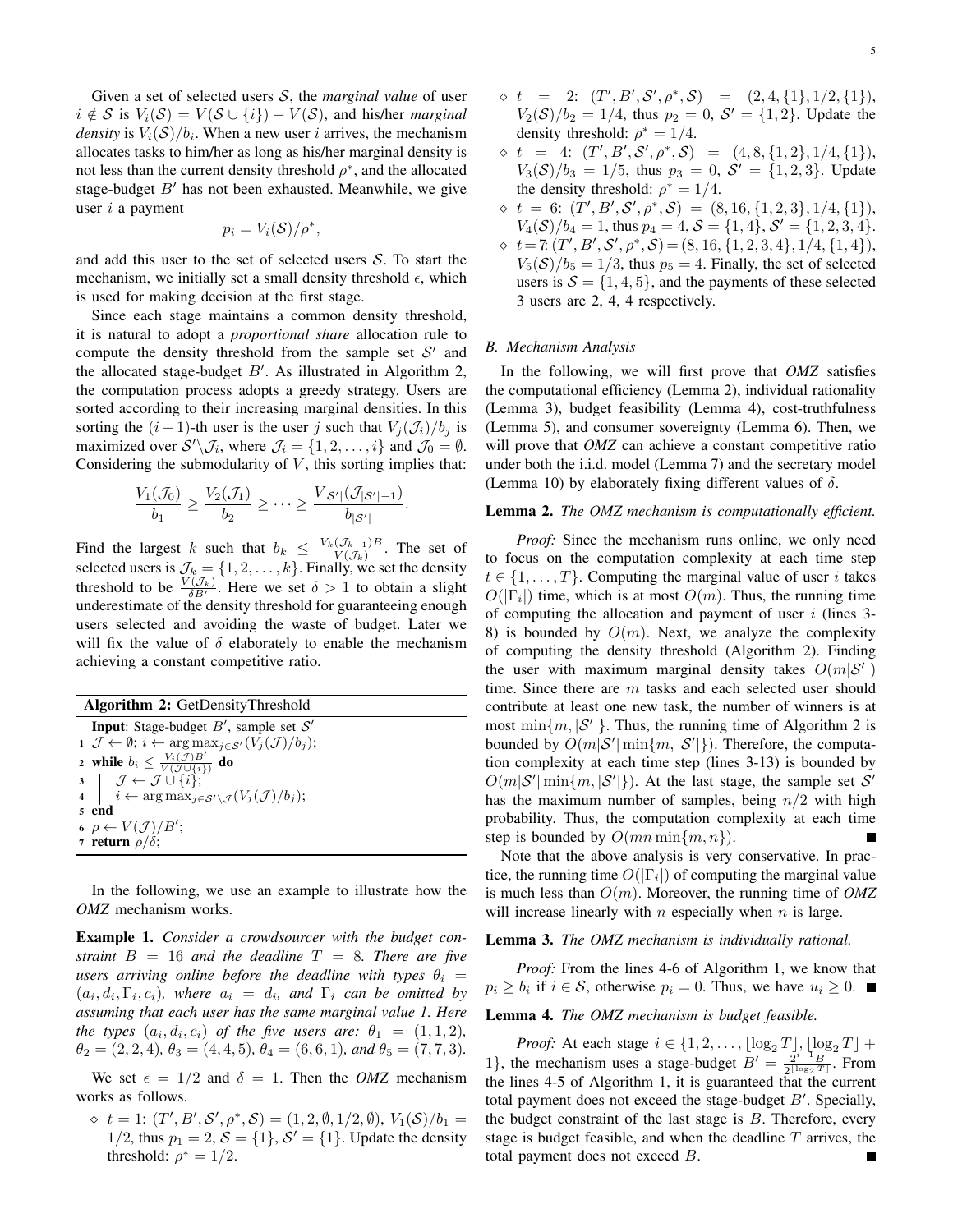Given a set of selected users $\mathcal{S}$, the *marginal value* of user $i \notin \mathcal{S}$ is $V_i(\mathcal{S}) = V(\mathcal{S} \cup \{i\}) - V(\mathcal{S})$, and his/her *marginal density* is $V_i(\mathcal{S})/b_i$. When a new user $i$ arrives, the mechanism allocates tasks to him/her as long as his/her marginal density is not less than the current density threshold $\rho^*$, and the allocated stage-budget $B'$ has not been exhausted. Meanwhile, we give user $i$ a payment

$$p_i = V_i(\mathcal{S})/\rho^*,$$

and add this user to the set of selected users $\mathcal{S}$. To start the mechanism, we initially set a small density threshold $\epsilon$, which is used for making decision at the first stage.

Since each stage maintains a common density threshold, it is natural to adopt a *proportional share* allocation rule to compute the density threshold from the sample set $\mathcal{S}'$ and the allocated stage-budget $B'$. As illustrated in Algorithm 2, the computation process adopts a greedy strategy. Users are sorted according to their increasing marginal densities. In this sorting the $(i+1)$-th user is the user $j$ such that $V_j(\mathcal{J}_i)/b_j$ is maximized over $\mathcal{S}' \backslash \mathcal{J}_i$, where $\mathcal{J}_i = \{1, 2, \ldots, i\}$ and $\mathcal{J}_0 = \emptyset$. Considering the submodularity of $V$, this sorting implies that:

$$\frac{V_1(\mathcal{J}_0)}{b_1} \geq \frac{V_2(\mathcal{J}_1)}{b_2} \geq \cdots \geq \frac{V_{|\mathcal{S}'|}(\mathcal{J}_{|\mathcal{S}'|-1})}{b_{|\mathcal{S}'|}}.$$

Find the largest $k$ such that $b_k \leq \frac{V_k(\mathcal{J}_{k-1})B}{V(\mathcal{J}_k)}$. The set of selected users is $\mathcal{J}_k = \{1, 2, \ldots, k\}$. Finally, we set the density threshold to be $\frac{V(\mathcal{J}_k)}{\delta B'}$. Here we set $\delta > 1$ to obtain a slight underestimate of the density threshold for guaranteeing enough users selected and avoiding the waste of budget. Later we will fix the value of $\delta$ elaborately to enable the mechanism achieving a constant competitive ratio.

**Algorithm 2:** GetDensityThreshold

```
Input: Stage-budget B', sample set S'
1 J ← ∅; i ← argmax_{j∈S'} (V_j(J)/b_j);
2 while b_i ≤ V_i(J)B' / V(J ∪ {i}) do
3 |   J ← J ∪ {i};
4 |   i ← argmax_{j∈S'\J} (V_j(J)/b_j);
5 end
6 ρ ← V(J)/B';
7 return ρ/δ;
```

In the following, we use an example to illustrate how the *OMZ* mechanism works.

**Example 1.** *Consider a crowdsourcer with the budget constraint $B = 16$ and the deadline $T = 8$. There are five users arriving online before the deadline with types $\theta_i = (a_i, d_i, \Gamma_i, c_i)$, where $a_i = d_i$, and $\Gamma_i$ can be omitted by assuming that each user has the same marginal value 1. Here the types $(a_i, d_i, c_i)$ of the five users are: $\theta_1 = (1, 1, 2)$, $\theta_2 = (2, 2, 4)$, $\theta_3 = (4, 4, 5)$, $\theta_4 = (6, 6, 1)$, and $\theta_5 = (7, 7, 3)$.*

We set $\epsilon = 1/2$ and $\delta = 1$. Then the *OMZ* mechanism works as follows.

- $t = 1$: $(T', B', \mathcal{S}', \rho^*, \mathcal{S}) = (1, 2, \emptyset, 1/2, \emptyset)$, $V_1(\mathcal{S})/b_1 = 1/2$, thus $p_1 = 2$, $\mathcal{S} = \{1\}$, $\mathcal{S}' = \{1\}$. Update the density threshold: $\rho^* = 1/2$.
- $t = 2$: $(T', B', \mathcal{S}', \rho^*, \mathcal{S}) = (2, 4, \{1\}, 1/2, \{1\})$, $V_2(\mathcal{S})/b_2 = 1/4$, thus $p_2 = 0$, $\mathcal{S}' = \{1, 2\}$. Update the density threshold: $\rho^* = 1/4$.
- $t = 4$: $(T', B', \mathcal{S}', \rho^*, \mathcal{S}) = (4, 8, \{1, 2\}, 1/4, \{1\})$, $V_3(\mathcal{S})/b_3 = 1/5$, thus $p_3 = 0$, $\mathcal{S}' = \{1, 2, 3\}$. Update the density threshold: $\rho^* = 1/4$.
- $t = 6$: $(T', B', \mathcal{S}', \rho^*, \mathcal{S}) = (8, 16, \{1, 2, 3\}, 1/4, \{1\})$, $V_4(\mathcal{S})/b_4 = 1$, thus $p_4 = 4$, $\mathcal{S} = \{1, 4\}$, $\mathcal{S}' = \{1, 2, 3, 4\}$.
- $t = 7$: $(T', B', \mathcal{S}', \rho^*, \mathcal{S}) = (8, 16, \{1, 2, 3, 4\}, 1/4, \{1, 4\})$, $V_5(\mathcal{S})/b_5 = 1/3$, thus $p_5 = 4$. Finally, the set of selected users is $\mathcal{S} = \{1, 4, 5\}$, and the payments of these selected 3 users are 2, 4, 4 respectively.

### B. Mechanism Analysis

In the following, we will first prove that *OMZ* satisfies the computational efficiency (Lemma 2), individual rationality (Lemma 3), budget feasibility (Lemma 4), cost-truthfulness (Lemma 5), and consumer sovereignty (Lemma 6). Then, we will prove that *OMZ* can achieve a constant competitive ratio under both the i.i.d. model (Lemma 7) and the secretary model (Lemma 10) by elaborately fixing different values of $\delta$.

**Lemma 2.** *The OMZ mechanism is computationally efficient.*

*Proof:* Since the mechanism runs online, we only need to focus on the computation complexity at each time step $t \in \{1, \ldots, T\}$. Computing the marginal value of user $i$ takes $O(|\Gamma_i|)$ time, which is at most $O(m)$. Thus, the running time of computing the allocation and payment of user $i$ (lines 3-8) is bounded by $O(m)$. Next, we analyze the complexity of computing the density threshold (Algorithm 2). Finding the user with maximum marginal density takes $O(m|\mathcal{S}'|)$ time. Since there are $m$ tasks and each selected user should contribute at least one new task, the number of winners is at most $\min\{m, |\mathcal{S}'|\}$. Thus, the running time of Algorithm 2 is bounded by $O(m|\mathcal{S}'|\min\{m, |\mathcal{S}'|\})$. Therefore, the computation complexity at each time step (lines 3-13) is bounded by $O(m|\mathcal{S}'|\min\{m, |\mathcal{S}'|\})$. At the last stage, the sample set $\mathcal{S}'$ has the maximum number of samples, being $n/2$ with high probability. Thus, the computation complexity at each time step is bounded by $O(mn\min\{m, n\})$. ■

Note that the above analysis is very conservative. In practice, the running time $O(|\Gamma_i|)$ of computing the marginal value is much less than $O(m)$. Moreover, the running time of *OMZ* will increase linearly with $n$ especially when $n$ is large.

**Lemma 3.** *The OMZ mechanism is individually rational.*

*Proof:* From the lines 4-6 of Algorithm 1, we know that $p_i \geq b_i$ if $i \in \mathcal{S}$, otherwise $p_i = 0$. Thus, we have $u_i \geq 0$. ■

**Lemma 4.** *The OMZ mechanism is budget feasible.*

*Proof:* At each stage $i \in \{1, 2, \ldots, \lfloor \log_2 T \rfloor, \lfloor \log_2 T \rfloor + 1\}$, the mechanism uses a stage-budget $B' = \frac{2^{i-1}B}{2^{\lfloor \log_2 T \rfloor}}$. From the lines 4-5 of Algorithm 1, it is guaranteed that the current total payment does not exceed the stage-budget $B'$. Specially, the budget constraint of the last stage is $B$. Therefore, every stage is budget feasible, and when the deadline $T$ arrives, the total payment does not exceed $B$. ■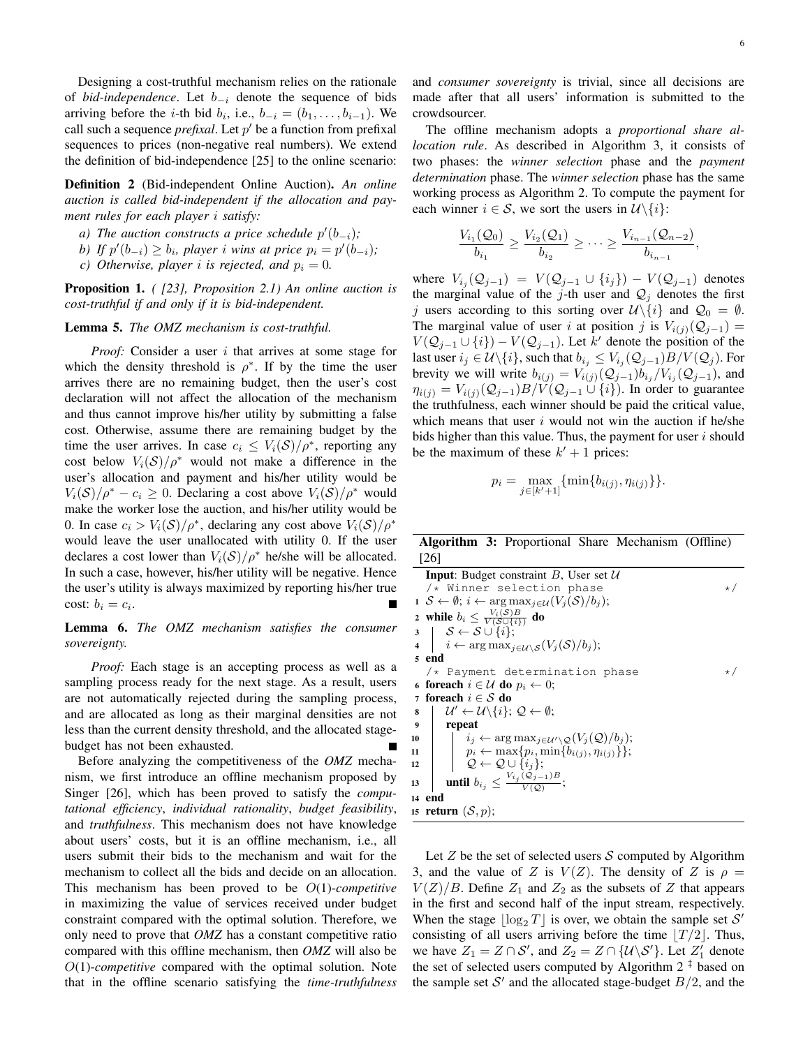Designing a cost-truthful mechanism relies on the rationale of *bid-independence*. Let $b_{-i}$ denote the sequence of bids arriving before the $i$-th bid $b_i$, i.e., $b_{-i} = (b_1, \ldots, b_{i-1})$. We call such a sequence *prefixal*. Let $p'$ be a function from prefixal sequences to prices (non-negative real numbers). We extend the definition of bid-independence [25] to the online scenario:

**Definition 2** (Bid-independent Online Auction)**.** *An online auction is called bid-independent if the allocation and payment rules for each player $i$ satisfy:*

*a) The auction constructs a price schedule $p'(b_{-i})$;*

*b) If $p'(b_{-i}) \geq b_i$, player $i$ wins at price $p_i = p'(b_{-i})$;*

*c) Otherwise, player $i$ is rejected, and $p_i = 0$.*

**Proposition 1.** *( [23], Proposition 2.1) An online auction is cost-truthful if and only if it is bid-independent.*

**Lemma 5.** *The OMZ mechanism is cost-truthful.*

*Proof:* Consider a user $i$ that arrives at some stage for which the density threshold is $\rho^*$. If by the time the user arrives there are no remaining budget, then the user's cost declaration will not affect the allocation of the mechanism and thus cannot improve his/her utility by submitting a false cost. Otherwise, assume there are remaining budget by the time the user arrives. In case $c_i \leq V_i(\mathcal{S})/\rho^*$, reporting any cost below $V_i(\mathcal{S})/\rho^*$ would not make a difference in the user's allocation and payment and his/her utility would be $V_i(\mathcal{S})/\rho^* - c_i \geq 0$. Declaring a cost above $V_i(\mathcal{S})/\rho^*$ would make the worker lose the auction, and his/her utility would be 0. In case $c_i > V_i(\mathcal{S})/\rho^*$, declaring any cost above $V_i(\mathcal{S})/\rho^*$ would leave the user unallocated with utility 0. If the user declares a cost lower than $V_i(\mathcal{S})/\rho^*$ he/she will be allocated. In such a case, however, his/her utility will be negative. Hence the user's utility is always maximized by reporting his/her true cost: $b_i = c_i$. ■

**Lemma 6.** *The OMZ mechanism satisfies the consumer sovereignty.*

*Proof:* Each stage is an accepting process as well as a sampling process ready for the next stage. As a result, users are not automatically rejected during the sampling process, and are allocated as long as their marginal densities are not less than the current density threshold, and the allocated stage-budget has not been exhausted. ■

Before analyzing the competitiveness of the *OMZ* mechanism, we first introduce an offline mechanism proposed by Singer [26], which has been proved to satisfy the *computational efficiency*, *individual rationality*, *budget feasibility*, and *truthfulness*. This mechanism does not have knowledge about users' costs, but it is an offline mechanism, i.e., all users submit their bids to the mechanism and wait for the mechanism to collect all the bids and decide on an allocation. This mechanism has been proved to be $O(1)$-*competitive* in maximizing the value of services received under budget constraint compared with the optimal solution. Therefore, we only need to prove that *OMZ* has a constant competitive ratio compared with this offline mechanism, then *OMZ* will also be $O(1)$-*competitive* compared with the optimal solution. Note that in the offline scenario satisfying the *time-truthfulness* and *consumer sovereignty* is trivial, since all decisions are made after that all users' information is submitted to the crowdsourcer.

The offline mechanism adopts a *proportional share allocation rule*. As described in Algorithm 3, it consists of two phases: the *winner selection* phase and the *payment determination* phase. The *winner selection* phase has the same working process as Algorithm 2. To compute the payment for each winner $i \in \mathcal{S}$, we sort the users in $\mathcal{U}\backslash\{i\}$:

$$\frac{V_{i_1}(\mathcal{Q}_0)}{b_{i_1}} \geq \frac{V_{i_2}(\mathcal{Q}_1)}{b_{i_2}} \geq \cdots \geq \frac{V_{i_{n-1}}(\mathcal{Q}_{n-2})}{b_{i_{n-1}}},$$

where $V_{i_j}(\mathcal{Q}_{j-1}) = V(\mathcal{Q}_{j-1} \cup \{i_j\}) - V(\mathcal{Q}_{j-1})$ denotes the marginal value of the $j$-th user and $\mathcal{Q}_j$ denotes the first $j$ users according to this sorting over $\mathcal{U}\backslash\{i\}$ and $\mathcal{Q}_0 = \emptyset$. The marginal value of user $i$ at position $j$ is $V_{i(j)}(\mathcal{Q}_{j-1}) = V(\mathcal{Q}_{j-1} \cup \{i\}) - V(\mathcal{Q}_{j-1})$. Let $k'$ denote the position of the last user $i_j \in \mathcal{U}\backslash\{i\}$, such that $b_{i_j} \leq V_{i_j}(\mathcal{Q}_{j-1})B/V(\mathcal{Q}_j)$. For brevity we will write $b_{i(j)} = V_{i(j)}(\mathcal{Q}_{j-1})b_{i_j}/V_{i_j}(\mathcal{Q}_{j-1})$, and $\eta_{i(j)} = V_{i(j)}(\mathcal{Q}_{j-1})B/V(\mathcal{Q}_{j-1} \cup \{i\})$. In order to guarantee the truthfulness, each winner should be paid the critical value, which means that user $i$ would not win the auction if he/she bids higher than this value. Thus, the payment for user $i$ should be the maximum of these $k'+1$ prices:

$$p_i = \max_{j \in [k'+1]} \{\min\{b_{i(j)}, \eta_{i(j)}\}\}.$$

**Algorithm 3:** Proportional Share Mechanism (Offline) [26]

```
Input: Budget constraint B, User set U
   /* Winner selection phase                              */
 1 S ← ∅; i ← argmax_{j∈U}(V_j(S)/b_j);
 2 while b_i ≤ V_i(S)B / V(S∪{i}) do
 3 |   S ← S ∪ {i};
 4 |   i ← argmax_{j∈U\S}(V_j(S)/b_j);
 5 end
   /* Payment determination phase                         */
 6 foreach i ∈ U do p_i ← 0;
 7 foreach i ∈ S do
 8 |   U' ← U\{i}; Q ← ∅;
 9 |   repeat
10 |   |   i_j ← argmax_{j∈U'\Q}(V_j(Q)/b_j);
11 |   |   p_i ← max{p_i, min{b_{i(j)}, η_{i(j)}}};
12 |   |   Q ← Q ∪ {i_j};
13 |   until b_{i_j} ≤ V_{i_j}(Q_{j-1})B / V(Q);
14 end
15 return (S, p);
```

Let $Z$ be the set of selected users $\mathcal{S}$ computed by Algorithm 3, and the value of $Z$ is $V(Z)$. The density of $Z$ is $\rho = V(Z)/B$. Define $Z_1$ and $Z_2$ as the subsets of $Z$ that appears in the first and second half of the input stream, respectively. When the stage $\lfloor \log_2 T \rfloor$ is over, we obtain the sample set $\mathcal{S}'$ consisting of all users arriving before the time $\lfloor T/2 \rfloor$. Thus, we have $Z_1 = Z \cap \mathcal{S}'$, and $Z_2 = Z \cap \{\mathcal{U}\backslash\mathcal{S}'\}$. Let $Z_1'$ denote the set of selected users computed by Algorithm 2 [‡] based on the sample set $\mathcal{S}'$ and the allocated stage-budget $B/2$, and the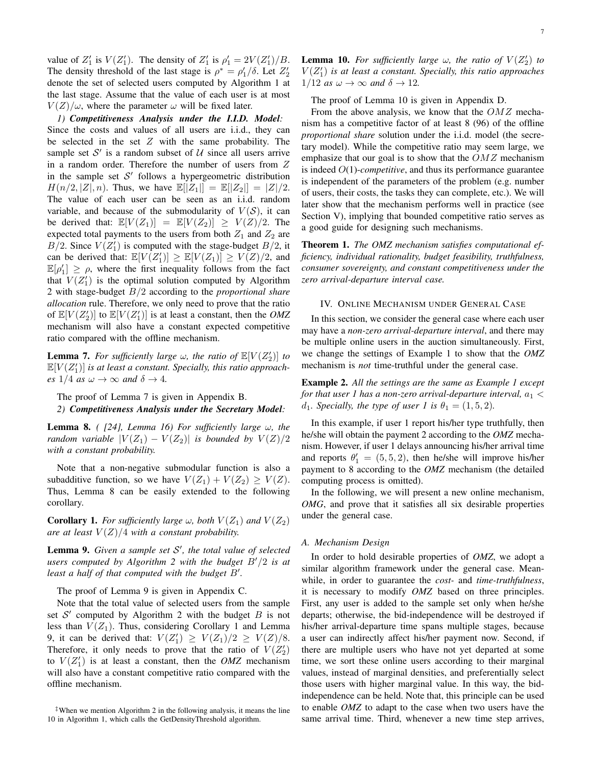value of $Z'_1$ is $V(Z'_1)$. The density of $Z'_1$ is $\rho'_1 = 2V(Z'_1)/B$. The density threshold of the last stage is $\rho^* = \rho'_1/\delta$. Let $Z'_2$ denote the set of selected users computed by Algorithm 1 at the last stage. Assume that the value of each user is at most $V(Z)/\omega$, where the parameter $\omega$ will be fixed later.

***1) Competitiveness Analysis under the I.I.D. Model:*** Since the costs and values of all users are i.i.d., they can be selected in the set $Z$ with the same probability. The sample set $\mathcal{S}'$ is a random subset of $\mathcal{U}$ since all users arrive in a random order. Therefore the number of users from $Z$ in the sample set $\mathcal{S}'$ follows a hypergeometric distribution $H(n/2, |Z|, n)$. Thus, we have $\mathbb{E}[|Z_1|] = \mathbb{E}[|Z_2|] = |Z|/2$. The value of each user can be seen as an i.i.d. random variable, and because of the submodularity of $V(\mathcal{S})$, it can be derived that: $\mathbb{E}[V(Z_1)] = \mathbb{E}[V(Z_2)] \geq V(Z)/2$. The expected total payments to the users from both $Z_1$ and $Z_2$ are $B/2$. Since $V(Z'_1)$ is computed with the stage-budget $B/2$, it can be derived that: $\mathbb{E}[V(Z'_1)] \geq \mathbb{E}[V(Z_1)] \geq V(Z)/2$, and $\mathbb{E}[\rho'_1] \geq \rho$, where the first inequality follows from the fact that $V(Z'_1)$ is the optimal solution computed by Algorithm 2 with stage-budget $B/2$ according to the *proportional share allocation* rule. Therefore, we only need to prove that the ratio of $\mathbb{E}[V(Z'_2)]$ to $\mathbb{E}[V(Z'_1)]$ is at least a constant, then the *OMZ* mechanism will also have a constant expected competitive ratio compared with the offline mechanism.

**Lemma 7.** *For sufficiently large $\omega$, the ratio of $\mathbb{E}[V(Z'_2)]$ to $\mathbb{E}[V(Z'_1)]$ is at least a constant. Specially, this ratio approaches $1/4$ as $\omega \to \infty$ and $\delta \to 4$.*

The proof of Lemma 7 is given in Appendix B.

***2) Competitiveness Analysis under the Secretary Model:***

**Lemma 8.** *( [24], Lemma 16) For sufficiently large $\omega$, the random variable $|V(Z_1) - V(Z_2)|$ is bounded by $V(Z)/2$ with a constant probability.*

Note that a non-negative submodular function is also a subadditive function, so we have $V(Z_1) + V(Z_2) \geq V(Z)$. Thus, Lemma 8 can be easily extended to the following corollary.

**Corollary 1.** *For sufficiently large $\omega$, both $V(Z_1)$ and $V(Z_2)$ are at least $V(Z)/4$ with a constant probability.*

**Lemma 9.** *Given a sample set $\mathcal{S}'$, the total value of selected users computed by Algorithm 2 with the budget $B'/2$ is at least a half of that computed with the budget $B'$.*

The proof of Lemma 9 is given in Appendix C.

Note that the total value of selected users from the sample set $\mathcal{S}'$ computed by Algorithm 2 with the budget $B$ is not less than $V(Z_1)$. Thus, considering Corollary 1 and Lemma 9, it can be derived that: $V(Z'_1) \geq V(Z_1)/2 \geq V(Z)/8$. Therefore, it only needs to prove that the ratio of $V(Z'_2)$ to $V(Z'_1)$ is at least a constant, then the *OMZ* mechanism will also have a constant competitive ratio compared with the offline mechanism.

‡When we mention Algorithm 2 in the following analysis, it means the line 10 in Algorithm 1, which calls the GetDensityThreshold algorithm.

**Lemma 10.** *For sufficiently large $\omega$, the ratio of $V(Z'_2)$ to $V(Z'_1)$ is at least a constant. Specially, this ratio approaches $1/12$ as $\omega \to \infty$ and $\delta \to 12$.*

The proof of Lemma 10 is given in Appendix D.

From the above analysis, we know that the $OMZ$ mechanism has a competitive factor of at least 8 (96) of the offline *proportional share* solution under the i.i.d. model (the secretary model). While the competitive ratio may seem large, we emphasize that our goal is to show that the $OMZ$ mechanism is indeed $O(1)$-*competitive*, and thus its performance guarantee is independent of the parameters of the problem (e.g. number of users, their costs, the tasks they can complete, etc.). We will later show that the mechanism performs well in practice (see Section V), implying that bounded competitive ratio serves as a good guide for designing such mechanisms.

**Theorem 1.** *The OMZ mechanism satisfies computational efficiency, individual rationality, budget feasibility, truthfulness, consumer sovereignty, and constant competitiveness under the zero arrival-departure interval case.*

## IV. Online Mechanism under General Case

In this section, we consider the general case where each user may have a *non-zero arrival-departure interval*, and there may be multiple online users in the auction simultaneously. First, we change the settings of Example 1 to show that the *OMZ* mechanism is *not* time-truthful under the general case.

**Example 2.** *All the settings are the same as Example 1 except for that user 1 has a non-zero arrival-departure interval, $a_1 < d_1$. Specially, the type of user 1 is $\theta_1 = (1, 5, 2)$.*

In this example, if user 1 report his/her type truthfully, then he/she will obtain the payment 2 according to the *OMZ* mechanism. However, if user 1 delays announcing his/her arrival time and reports $\theta'_1 = (5, 5, 2)$, then he/she will improve his/her payment to 8 according to the *OMZ* mechanism (the detailed computing process is omitted).

In the following, we will present a new online mechanism, *OMG*, and prove that it satisfies all six desirable properties under the general case.

### A. Mechanism Design

In order to hold desirable properties of *OMZ*, we adopt a similar algorithm framework under the general case. Meanwhile, in order to guarantee the *cost-* and *time-truthfulness*, it is necessary to modify *OMZ* based on three principles. First, any user is added to the sample set only when he/she departs; otherwise, the bid-independence will be destroyed if his/her arrival-departure time spans multiple stages, because a user can indirectly affect his/her payment now. Second, if there are multiple users who have not yet departed at some time, we sort these online users according to their marginal values, instead of marginal densities, and preferentially select those users with higher marginal value. In this way, the bid-independence can be held. Note that, this principle can be used to enable *OMZ* to adapt to the case when two users have the same arrival time. Third, whenever a new time step arrives,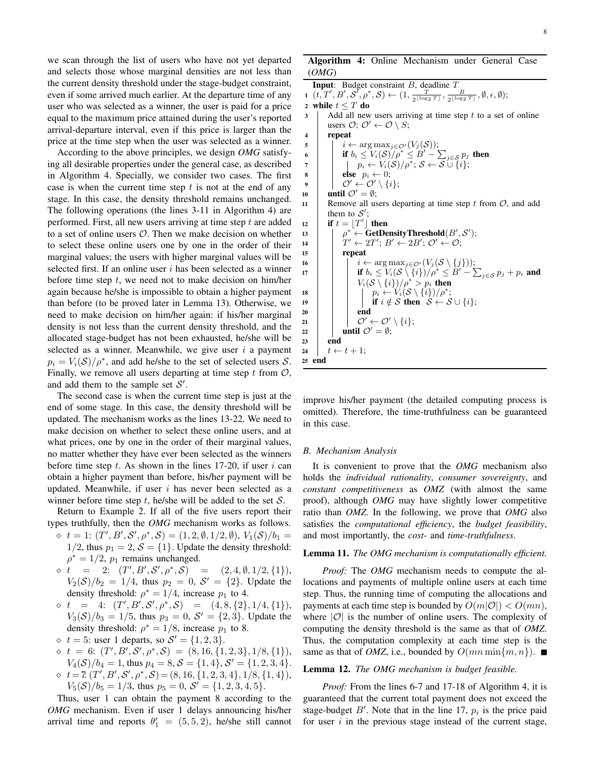we scan through the list of users who have not yet departed and selects those whose marginal densities are not less than the current density threshold under the stage-budget constraint, even if some arrived much earlier. At the departure time of any user who was selected as a winner, the user is paid for a price equal to the maximum price attained during the user's reported arrival-departure interval, even if this price is larger than the price at the time step when the user was selected as a winner.

According to the above principles, we design *OMG* satisfying all desirable properties under the general case, as described in Algorithm 4. Specially, we consider two cases. The first case is when the current time step $t$ is not at the end of any stage. In this case, the density threshold remains unchanged. The following operations (the lines 3-11 in Algorithm 4) are performed. First, all new users arriving at time step $t$ are added to a set of online users $\mathcal{O}$. Then we make decision on whether to select these online users one by one in the order of their marginal values; the users with higher marginal values will be selected first. If an online user $i$ has been selected as a winner before time step $t$, we need not to make decision on him/her again because he/she is impossible to obtain a higher payment than before (to be proved later in Lemma 13). Otherwise, we need to make decision on him/her again: if his/her marginal density is not less than the current density threshold, and the allocated stage-budget has not been exhausted, he/she will be selected as a winner. Meanwhile, we give user $i$ a payment $p_i = V_i(\mathcal{S})/\rho^*$, and add he/she to the set of selected users $\mathcal{S}$. Finally, we remove all users departing at time step $t$ from $\mathcal{O}$, and add them to the sample set $\mathcal{S}'$.

The second case is when the current time step is just at the end of some stage. In this case, the density threshold will be updated. The mechanism works as the lines 13-22. We need to make decision on whether to select these online users, and at what prices, one by one in the order of their marginal values, no matter whether they have ever been selected as the winners before time step $t$. As shown in the lines 17-20, if user $i$ can obtain a higher payment than before, his/her payment will be updated. Meanwhile, if user $i$ has never been selected as a winner before time step $t$, he/she will be added to the set $\mathcal{S}$.

Return to Example 2. If all of the five users report their types truthfully, then the *OMG* mechanism works as follows.

- $t = 1$: $(T', B', \mathcal{S}', \rho^*, \mathcal{S}) = (1, 2, \emptyset, 1/2, \emptyset)$, $V_1(\mathcal{S})/b_1 = 1/2$, thus $p_1 = 2$, $\mathcal{S} = \{1\}$. Update the density threshold: $\rho^* = 1/2$, $p_1$ remains unchanged.
- $t = 2$: $(T', B', \mathcal{S}', \rho^*, \mathcal{S}) = (2, 4, \emptyset, 1/2, \{1\})$, $V_2(\mathcal{S})/b_2 = 1/4$, thus $p_2 = 0$, $\mathcal{S}' = \{2\}$. Update the density threshold: $\rho^* = 1/4$, increase $p_1$ to 4.
- $t = 4$: $(T', B', \mathcal{S}', \rho^*, \mathcal{S}) = (4, 8, \{2\}, 1/4, \{1\})$, $V_3(\mathcal{S})/b_3 = 1/5$, thus $p_3 = 0$, $\mathcal{S}' = \{2, 3\}$. Update the density threshold: $\rho^* = 1/8$, increase $p_1$ to 8.
- $t = 5$: user 1 departs, so $\mathcal{S}' = \{1, 2, 3\}$.
- $t = 6$: $(T', B', \mathcal{S}', \rho^*, \mathcal{S}) = (8, 16, \{1, 2, 3\}, 1/8, \{1\})$, $V_4(\mathcal{S})/b_4 = 1$, thus $p_4 = 8$, $\mathcal{S} = \{1, 4\}$, $\mathcal{S}' = \{1, 2, 3, 4\}$.
- $t = 7$: $(T', B', \mathcal{S}', \rho^*, \mathcal{S}) = (8, 16, \{1, 2, 3, 4\}, 1/8, \{1, 4\})$, $V_5(\mathcal{S})/b_5 = 1/3$, thus $p_5 = 0$, $\mathcal{S}' = \{1, 2, 3, 4, 5\}$.

Thus, user 1 can obtain the payment 8 according to the *OMG* mechanism. Even if user 1 delays announcing his/her arrival time and reports $\theta_1' = (5, 5, 2)$, he/she still cannot improve his/her payment (the detailed computing process is omitted). Therefore, the time-truthfulness can be guaranteed in this case.

**Algorithm 4:** Online Mechanism under General Case (*OMG*)

**Input**: Budget constraint $B$, deadline $T$

1. $(t, T', B', \mathcal{S}', \rho^*, \mathcal{S}) \leftarrow (1, \frac{T}{2^{\lfloor \log_2 T \rfloor}}, \frac{B}{2^{\lfloor \log_2 T \rfloor}}, \emptyset, \epsilon, \emptyset)$;
2. **while** $t \leq T$ **do**
3. Add all new users arriving at time step $t$ to a set of online users $\mathcal{O}$; $\mathcal{O}' \leftarrow \mathcal{O} \setminus S$;
4. **repeat**
5. $i \leftarrow \arg\max_{j \in \mathcal{O}'}(V_j(\mathcal{S}))$;
6. **if** $b_i \leq V_i(\mathcal{S})/\rho^* \leq B' - \sum_{j \in \mathcal{S}} p_j$ **then**
7. $p_i \leftarrow V_i(\mathcal{S})/\rho^*$; $\mathcal{S} \leftarrow \mathcal{S} \cup \{i\}$;
8. **else** $p_i \leftarrow 0$;
9. $\mathcal{O}' \leftarrow \mathcal{O}' \setminus \{i\}$;
10. **until** $\mathcal{O}' = \emptyset$;
11. Remove all users departing at time step $t$ from $\mathcal{O}$, and add them to $\mathcal{S}'$;
12. **if** $t = \lfloor T' \rfloor$ **then**
13. $\rho^* \leftarrow$ **GetDensityThreshold**$(B', \mathcal{S}')$;
14. $T' \leftarrow 2T'$; $B' \leftarrow 2B'$; $\mathcal{O}' \leftarrow \mathcal{O}$;
15. **repeat**
16. $i \leftarrow \arg\max_{j \in \mathcal{O}'}(V_j(\mathcal{S} \setminus \{j\}))$;
17. **if** $b_i \leq V_i(\mathcal{S} \setminus \{i\})/\rho^* \leq B' - \sum_{j \in \mathcal{S}} p_j + p_i$ **and** $V_i(\mathcal{S} \setminus \{i\})/\rho^* > p_i$ **then**
18. $p_i \leftarrow V_i(\mathcal{S} \setminus \{i\})/\rho^*$;
19. **if** $i \notin \mathcal{S}$ **then** $\mathcal{S} \leftarrow \mathcal{S} \cup \{i\}$;
20. **end**
21. $\mathcal{O}' \leftarrow \mathcal{O}' \setminus \{i\}$;
22. **until** $\mathcal{O}' = \emptyset$;
23. **end**
24. $t \leftarrow t + 1$;
25. **end**

### B. Mechanism Analysis

It is convenient to prove that the *OMG* mechanism also holds the *individual rationality*, *consumer sovereignty*, and *constant competitiveness* as *OMZ* (with almost the same proof), although *OMG* may have slightly lower competitive ratio than *OMZ*. In the following, we prove that *OMG* also satisfies the *computational efficiency*, the *budget feasibility*, and most importantly, the *cost-* and *time-truthfulness*.

**Lemma 11.** *The OMG mechanism is computationally efficient.*

*Proof:* The *OMG* mechanism needs to compute the allocations and payments of multiple online users at each time step. Thus, the running time of computing the allocations and payments at each time step is bounded by $O(m|\mathcal{O}|) < O(mn)$, where $|\mathcal{O}|$ is the number of online users. The complexity of computing the density threshold is the same as that of *OMZ*. Thus, the computation complexity at each time step is the same as that of *OMZ*, i.e., bounded by $O(mn \min\{m, n\})$. ■

**Lemma 12.** *The OMG mechanism is budget feasible.*

*Proof:* From the lines 6-7 and 17-18 of Algorithm 4, it is guaranteed that the current total payment does not exceed the stage-budget $B'$. Note that in the line 17, $p_i$ is the price paid for user $i$ in the previous stage instead of the current stage,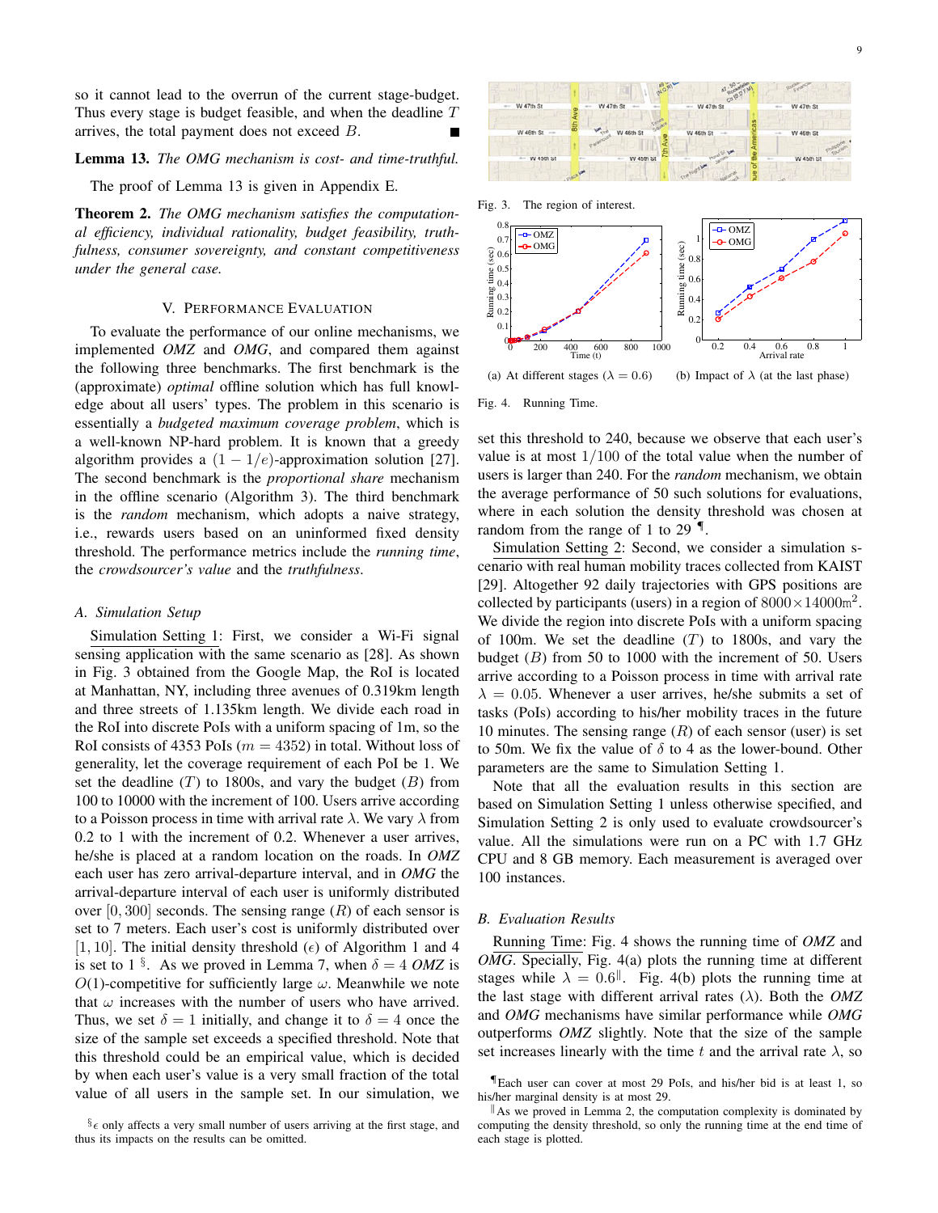so it cannot lead to the overrun of the current stage-budget. Thus every stage is budget feasible, and when the deadline $T$ arrives, the total payment does not exceed $B$. ∎

**Lemma 13.** *The OMG mechanism is cost- and time-truthful.*

The proof of Lemma 13 is given in Appendix E.

**Theorem 2.** *The OMG mechanism satisfies the computational efficiency, individual rationality, budget feasibility, truthfulness, consumer sovereignty, and constant competitiveness under the general case.*

## V. Performance Evaluation

To evaluate the performance of our online mechanisms, we implemented *OMZ* and *OMG*, and compared them against the following three benchmarks. The first benchmark is the (approximate) *optimal* offline solution which has full knowledge about all users' types. The problem in this scenario is essentially a *budgeted maximum coverage problem*, which is a well-known NP-hard problem. It is known that a greedy algorithm provides a $(1 - 1/e)$-approximation solution [27]. The second benchmark is the *proportional share* mechanism in the offline scenario (Algorithm 3). The third benchmark is the *random* mechanism, which adopts a naive strategy, i.e., rewards users based on an uninformed fixed density threshold. The performance metrics include the *running time*, the *crowdsourcer's value* and the *truthfulness*.

### A. Simulation Setup

Simulation Setting 1: First, we consider a Wi-Fi signal sensing application with the same scenario as [28]. As shown in Fig. 3 obtained from the Google Map, the RoI is located at Manhattan, NY, including three avenues of 0.319km length and three streets of 1.135km length. We divide each road in the RoI into discrete PoIs with a uniform spacing of 1m, so the RoI consists of 4353 PoIs ($m = 4352$) in total. Without loss of generality, let the coverage requirement of each PoI be 1. We set the deadline ($T$) to 1800s, and vary the budget ($B$) from 100 to 10000 with the increment of 100. Users arrive according to a Poisson process in time with arrival rate $\lambda$. We vary $\lambda$ from 0.2 to 1 with the increment of 0.2. Whenever a user arrives, he/she is placed at a random location on the roads. In *OMZ* each user has zero arrival-departure interval, and in *OMG* the arrival-departure interval of each user is uniformly distributed over $[0, 300]$ seconds. The sensing range ($R$) of each sensor is set to 7 meters. Each user's cost is uniformly distributed over $[1, 10]$. The initial density threshold ($\epsilon$) of Algorithm 1 and 4 is set to 1 [§]. As we proved in Lemma 7, when $\delta = 4$ *OMZ* is $O(1)$-competitive for sufficiently large $\omega$. Meanwhile we note that $\omega$ increases with the number of users who have arrived. Thus, we set $\delta = 1$ initially, and change it to $\delta = 4$ once the size of the sample set exceeds a specified threshold. Note that this threshold could be an empirical value, which is decided by when each user's value is a very small fraction of the total value of all users in the sample set. In our simulation, we set this threshold to 240, because we observe that each user's value is at most $1/100$ of the total value when the number of users is larger than 240. For the *random* mechanism, we obtain the average performance of 50 such solutions for evaluations, where in each solution the density threshold was chosen at random from the range of 1 to 29 [¶].

Simulation Setting 2: Second, we consider a simulation scenario with real human mobility traces collected from KAIST [29]. Altogether 92 daily trajectories with GPS positions are collected by participants (users) in a region of $8000 \times 14000\text{m}^2$. We divide the region into discrete PoIs with a uniform spacing of 100m. We set the deadline ($T$) to 1800s, and vary the budget ($B$) from 50 to 1000 with the increment of 50. Users arrive according to a Poisson process in time with arrival rate $\lambda = 0.05$. Whenever a user arrives, he/she submits a set of tasks (PoIs) according to his/her mobility traces in the future 10 minutes. The sensing range ($R$) of each sensor (user) is set to 50m. We fix the value of $\delta$ to 4 as the lower-bound. Other parameters are the same to Simulation Setting 1.

Note that all the evaluation results in this section are based on Simulation Setting 1 unless otherwise specified, and Simulation Setting 2 is only used to evaluate crowdsourcer's value. All the simulations were run on a PC with 1.7 GHz CPU and 8 GB memory. Each measurement is averaged over 100 instances.

Fig. 3. The region of interest.

OMZ
OMG
Running time (sec)
Time (t)
(a) At different stages ($\lambda = 0.6$)

OMZ
OMG
Running time (sec)
Arrival rate
(b) Impact of $\lambda$ (at the last phase)

Fig. 4. Running Time.

### B. Evaluation Results

Running Time: Fig. 4 shows the running time of *OMZ* and *OMG*. Specially, Fig. 4(a) plots the running time at different stages while $\lambda = 0.6$[‖]. Fig. 4(b) plots the running time at the last stage with different arrival rates ($\lambda$). Both the *OMZ* and *OMG* mechanisms have similar performance while *OMG* outperforms *OMZ* slightly. Note that the size of the sample set increases linearly with the time $t$ and the arrival rate $\lambda$, so

[§] $\epsilon$ only affects a very small number of users arriving at the first stage, and thus its impacts on the results can be omitted.

[¶] Each user can cover at most 29 PoIs, and his/her bid is at least 1, so his/her marginal density is at most 29.

[‖] As we proved in Lemma 2, the computation complexity is dominated by computing the density threshold, so only the running time at the end time of each stage is plotted.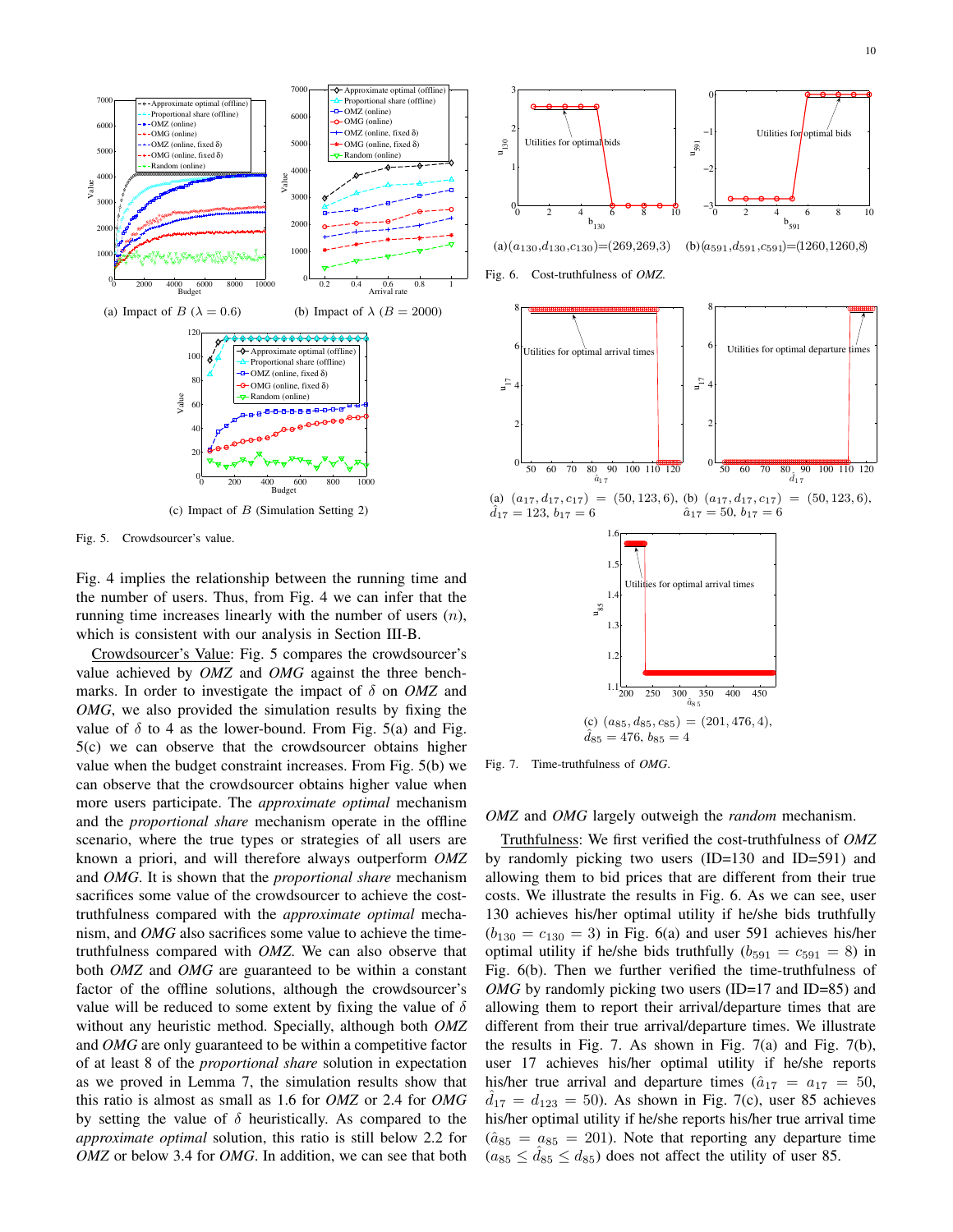Approximate optimal (offline)
Proportional share (offline)
OMZ (online)
OMG (online)
OMZ (online, fixed δ)
OMG (online, fixed δ)
Random (online)

Value

Budget

0 2000 4000 6000 8000 10000

0 1000 2000 3000 4000 5000 6000 7000

(a) Impact of $B$ ($\lambda = 0.6$)

Approximate optimal (offline)
Proportional share (offline)
OMZ (online)
OMG (online)
OMZ (online, fixed δ)
OMG (online, fixed δ)
Random (online)

Value

Arrival rate

0.2 0.4 0.6 0.8 1

0 1000 2000 3000 4000 5000 6000 7000

(b) Impact of $\lambda$ ($B = 2000$)

Approximate optimal (offline)
Proportional share (offline)
OMZ (online, fixed δ)
OMG (online, fixed δ)
Random (online)

Value

Budget

0 200 400 600 800 1000

0 20 40 60 80 100 120

(c) Impact of $B$ (Simulation Setting 2)

Fig. 5. Crowdsourcer's value.

Utilities for optimal bids

$u_{130}$

$b_{130}$

0 2 4 6 8 10

0 1 2 3

(a) $(a_{130}, d_{130}, c_{130})$=(269,269,3)

Utilities for optimal bids

$u_{591}$

$b_{591}$

0 2 4 6 8 10

−3 −2 −1 0

(b) $(a_{591}, d_{591}, c_{591})$=(1260,1260,8)

Fig. 6. Cost-truthfulness of *OMZ*.

Utilities for optimal arrival times

$u_{17}$

$\hat{a}_{17}$

50 60 70 80 90 100 110 120

0 2 4 6 8

(a) $(a_{17}, d_{17}, c_{17}) = (50, 123, 6)$, $\hat{d}_{17} = 123$, $b_{17} = 6$

Utilities for optimal departure times

$u_{17}$

$\hat{d}_{17}$

50 60 70 80 90 100 110 120

0 2 4 6 8

(b) $(a_{17}, d_{17}, c_{17}) = (50, 123, 6)$, $\hat{a}_{17} = 50$, $b_{17} = 6$

Utilities for optimal arrival times

$u_{85}$

$\hat{a}_{85}$

200 250 300 350 400 450

1.1 1.2 1.3 1.4 1.5 1.6

(c) $(a_{85}, d_{85}, c_{85}) = (201, 476, 4)$, $\hat{d}_{85} = 476$, $b_{85} = 4$

Fig. 7. Time-truthfulness of *OMG*.

Fig. 4 implies the relationship between the running time and the number of users. Thus, from Fig. 4 we can infer that the running time increases linearly with the number of users ($n$), which is consistent with our analysis in Section III-B.

Crowdsourcer's Value: Fig. 5 compares the crowdsourcer's value achieved by *OMZ* and *OMG* against the three benchmarks. In order to investigate the impact of $\delta$ on *OMZ* and *OMG*, we also provided the simulation results by fixing the value of $\delta$ to 4 as the lower-bound. From Fig. 5(a) and Fig. 5(c) we can observe that the crowdsourcer obtains higher value when the budget constraint increases. From Fig. 5(b) we can observe that the crowdsourcer obtains higher value when more users participate. The *approximate optimal* mechanism and the *proportional share* mechanism operate in the offline scenario, where the true types or strategies of all users are known a priori, and will therefore always outperform *OMZ* and *OMG*. It is shown that the *proportional share* mechanism sacrifices some value of the crowdsourcer to achieve the cost-truthfulness compared with the *approximate optimal* mechanism, and *OMG* also sacrifices some value to achieve the time-truthfulness compared with *OMZ*. We can also observe that both *OMZ* and *OMG* are guaranteed to be within a constant factor of the offline solutions, although the crowdsourcer's value will be reduced to some extent by fixing the value of $\delta$ without any heuristic method. Specially, although both *OMZ* and *OMG* are only guaranteed to be within a competitive factor of at least 8 of the *proportional share* solution in expectation as we proved in Lemma 7, the simulation results show that this ratio is almost as small as 1.6 for *OMZ* or 2.4 for *OMG* by setting the value of $\delta$ heuristically. As compared to the *approximate optimal* solution, this ratio is still below 2.2 for *OMZ* or below 3.4 for *OMG*. In addition, we can see that both *OMZ* and *OMG* largely outweigh the *random* mechanism.

Truthfulness: We first verified the cost-truthfulness of *OMZ* by randomly picking two users (ID=130 and ID=591) and allowing them to bid prices that are different from their true costs. We illustrate the results in Fig. 6. As we can see, user 130 achieves his/her optimal utility if he/she bids truthfully ($b_{130} = c_{130} = 3$) in Fig. 6(a) and user 591 achieves his/her optimal utility if he/she bids truthfully ($b_{591} = c_{591} = 8$) in Fig. 6(b). Then we further verified the time-truthfulness of *OMG* by randomly picking two users (ID=17 and ID=85) and allowing them to report their arrival/departure times that are different from their true arrival/departure times. We illustrate the results in Fig. 7. As shown in Fig. 7(a) and Fig. 7(b), user 17 achieves his/her optimal utility if he/she reports his/her true arrival and departure times ($\hat{a}_{17} = a_{17} = 50$, $\hat{d}_{17} = d_{123} = 50$). As shown in Fig. 7(c), user 85 achieves his/her optimal utility if he/she reports his/her true arrival time ($\hat{a}_{85} = a_{85} = 201$). Note that reporting any departure time ($a_{85} \leq \hat{d}_{85} \leq d_{85}$) does not affect the utility of user 85.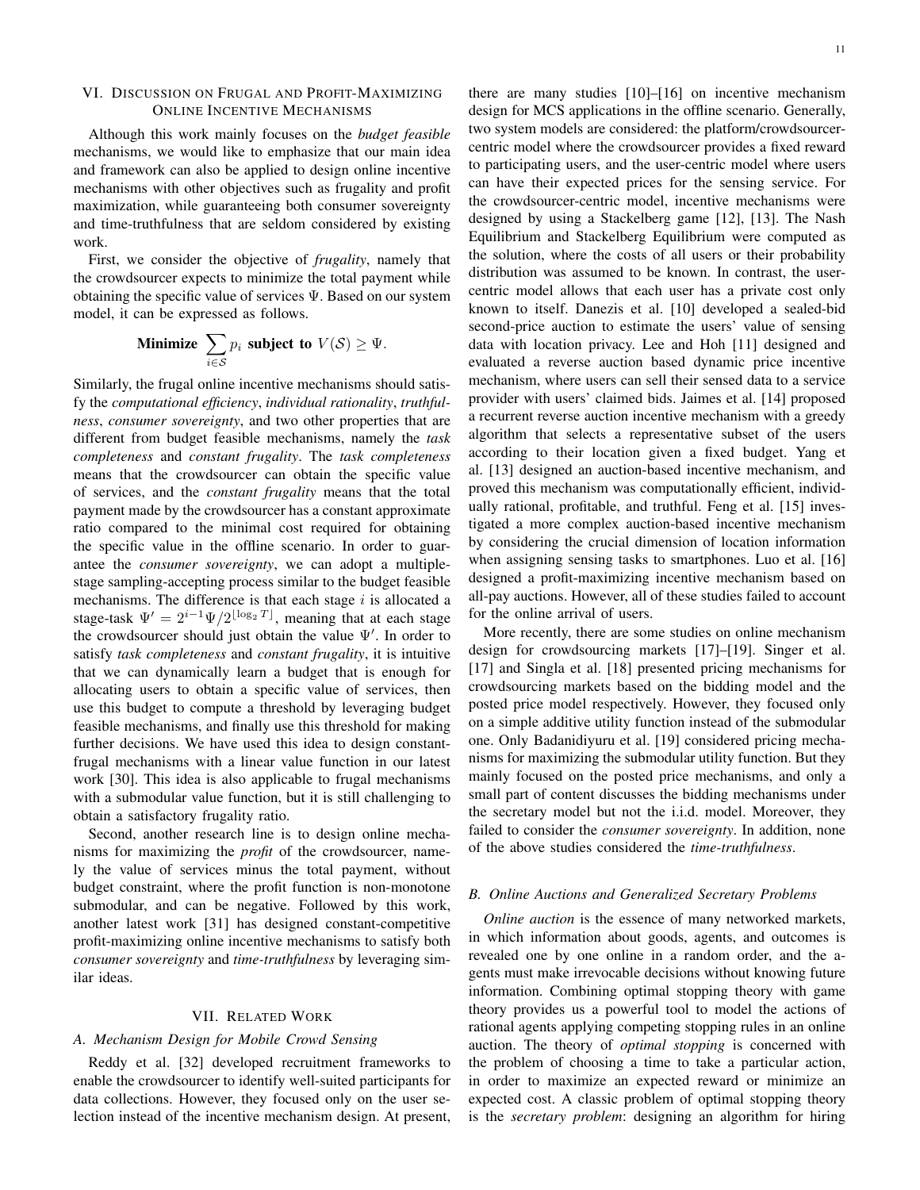## VI. Discussion on Frugal and Profit-Maximizing Online Incentive Mechanisms

Although this work mainly focuses on the *budget feasible* mechanisms, we would like to emphasize that our main idea and framework can also be applied to design online incentive mechanisms with other objectives such as frugality and profit maximization, while guaranteeing both consumer sovereignty and time-truthfulness that are seldom considered by existing work.

First, we consider the objective of *frugality*, namely that the crowdsourcer expects to minimize the total payment while obtaining the specific value of services $\Psi$. Based on our system model, it can be expressed as follows.

$$\textbf{Minimize } \sum_{i \in \mathcal{S}} p_i \textbf{ subject to } V(\mathcal{S}) \geq \Psi.$$

Similarly, the frugal online incentive mechanisms should satisfy the *computational efficiency*, *individual rationality*, *truthfulness*, *consumer sovereignty*, and two other properties that are different from budget feasible mechanisms, namely the *task completeness* and *constant frugality*. The *task completeness* means that the crowdsourcer can obtain the specific value of services, and the *constant frugality* means that the total payment made by the crowdsourcer has a constant approximate ratio compared to the minimal cost required for obtaining the specific value in the offline scenario. In order to guarantee the *consumer sovereignty*, we can adopt a multiple-stage sampling-accepting process similar to the budget feasible mechanisms. The difference is that each stage $i$ is allocated a stage-task $\Psi' = 2^{i-1}\Psi/2^{\lfloor \log_2 T \rfloor}$, meaning that at each stage the crowdsourcer should just obtain the value $\Psi'$. In order to satisfy *task completeness* and *constant frugality*, it is intuitive that we can dynamically learn a budget that is enough for allocating users to obtain a specific value of services, then use this budget to compute a threshold by leveraging budget feasible mechanisms, and finally use this threshold for making further decisions. We have used this idea to design constant-frugal mechanisms with a linear value function in our latest work [30]. This idea is also applicable to frugal mechanisms with a submodular value function, but it is still challenging to obtain a satisfactory frugality ratio.

Second, another research line is to design online mechanisms for maximizing the *profit* of the crowdsourcer, namely the value of services minus the total payment, without budget constraint, where the profit function is non-monotone submodular, and can be negative. Followed by this work, another latest work [31] has designed constant-competitive profit-maximizing online incentive mechanisms to satisfy both *consumer sovereignty* and *time-truthfulness* by leveraging similar ideas.

## VII. Related Work

### A. Mechanism Design for Mobile Crowd Sensing

Reddy et al. [32] developed recruitment frameworks to enable the crowdsourcer to identify well-suited participants for data collections. However, they focused only on the user selection instead of the incentive mechanism design. At present, there are many studies [10]–[16] on incentive mechanism design for MCS applications in the offline scenario. Generally, two system models are considered: the platform/crowdsourcer-centric model where the crowdsourcer provides a fixed reward to participating users, and the user-centric model where users can have their expected prices for the sensing service. For the crowdsourcer-centric model, incentive mechanisms were designed by using a Stackelberg game [12], [13]. The Nash Equilibrium and Stackelberg Equilibrium were computed as the solution, where the costs of all users or their probability distribution was assumed to be known. In contrast, the user-centric model allows that each user has a private cost only known to itself. Danezis et al. [10] developed a sealed-bid second-price auction to estimate the users' value of sensing data with location privacy. Lee and Hoh [11] designed and evaluated a reverse auction based dynamic price incentive mechanism, where users can sell their sensed data to a service provider with users' claimed bids. Jaimes et al. [14] proposed a recurrent reverse auction incentive mechanism with a greedy algorithm that selects a representative subset of the users according to their location given a fixed budget. Yang et al. [13] designed an auction-based incentive mechanism, and proved this mechanism was computationally efficient, individually rational, profitable, and truthful. Feng et al. [15] investigated a more complex auction-based incentive mechanism by considering the crucial dimension of location information when assigning sensing tasks to smartphones. Luo et al. [16] designed a profit-maximizing incentive mechanism based on all-pay auctions. However, all of these studies failed to account for the online arrival of users.

More recently, there are some studies on online mechanism design for crowdsourcing markets [17]–[19]. Singer et al. [17] and Singla et al. [18] presented pricing mechanisms for crowdsourcing markets based on the bidding model and the posted price model respectively. However, they focused only on a simple additive utility function instead of the submodular one. Only Badanidiyuru et al. [19] considered pricing mechanisms for maximizing the submodular utility function. But they mainly focused on the posted price mechanisms, and only a small part of content discusses the bidding mechanisms under the secretary model but not the i.i.d. model. Moreover, they failed to consider the *consumer sovereignty*. In addition, none of the above studies considered the *time-truthfulness*.

### B. Online Auctions and Generalized Secretary Problems

*Online auction* is the essence of many networked markets, in which information about goods, agents, and outcomes is revealed one by one online in a random order, and the agents must make irrevocable decisions without knowing future information. Combining optimal stopping theory with game theory provides us a powerful tool to model the actions of rational agents applying competing stopping rules in an online auction. The theory of *optimal stopping* is concerned with the problem of choosing a time to take a particular action, in order to maximize an expected reward or minimize an expected cost. A classic problem of optimal stopping theory is the *secretary problem*: designing an algorithm for hiring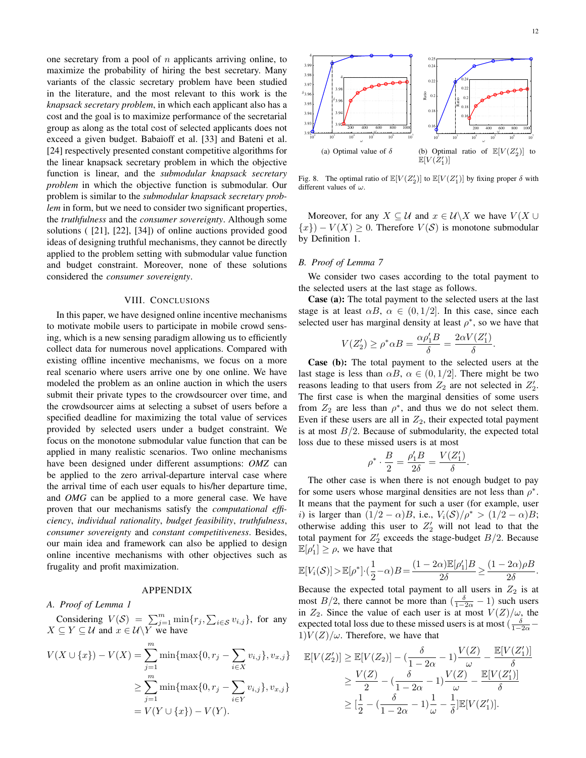one secretary from a pool of $n$ applicants arriving online, to maximize the probability of hiring the best secretary. Many variants of the classic secretary problem have been studied in the literature, and the most relevant to this work is the *knapsack secretary problem*, in which each applicant also has a cost and the goal is to maximize performance of the secretarial group as along as the total cost of selected applicants does not exceed a given budget. Babaioff et al. [33] and Bateni et al. [24] respectively presented constant competitive algorithms for the linear knapsack secretary problem in which the objective function is linear, and the *submodular knapsack secretary problem* in which the objective function is submodular. Our problem is similar to the *submodular knapsack secretary problem* in form, but we need to consider two significant properties, the *truthfulness* and the *consumer sovereignty*. Although some solutions ( [21], [22], [34]) of online auctions provided good ideas of designing truthful mechanisms, they cannot be directly applied to the problem setting with submodular value function and budget constraint. Moreover, none of these solutions considered the *consumer sovereignty*.

## VIII. Conclusions

In this paper, we have designed online incentive mechanisms to motivate mobile users to participate in mobile crowd sensing, which is a new sensing paradigm allowing us to efficiently collect data for numerous novel applications. Compared with existing offline incentive mechanisms, we focus on a more real scenario where users arrive one by one online. We have modeled the problem as an online auction in which the users submit their private types to the crowdsourcer over time, and the crowdsourcer aims at selecting a subset of users before a specified deadline for maximizing the total value of services provided by selected users under a budget constraint. We focus on the monotone submodular value function that can be applied in many realistic scenarios. Two online mechanisms have been designed under different assumptions: *OMZ* can be applied to the zero arrival-departure interval case where the arrival time of each user equals to his/her departure time, and *OMG* can be applied to a more general case. We have proven that our mechanisms satisfy the *computational efficiency*, *individual rationality*, *budget feasibility*, *truthfulness*, *consumer sovereignty* and *constant competitiveness*. Besides, our main idea and framework can also be applied to design online incentive mechanisms with other objectives such as frugality and profit maximization.

## Appendix

### A. Proof of Lemma 1

Considering $V(\mathcal{S}) = \sum_{j=1}^{m} \min\{r_j, \sum_{i\in\mathcal{S}} v_{i,j}\}$, for any $X \subseteq Y \subseteq \mathcal{U}$ and $x \in \mathcal{U}\backslash Y$ we have

$$
\begin{aligned}
V(X\cup\{x\}) - V(X) &= \sum_{j=1}^{m} \min\{\max\{0, r_j - \sum_{i\in X} v_{i,j}\}, v_{x,j}\} \\
&\geq \sum_{j=1}^{m} \min\{\max\{0, r_j - \sum_{i\in Y} v_{i,j}\}, v_{x,j}\} \\
&= V(Y\cup\{x\}) - V(Y).
\end{aligned}
$$

4
3.99
3.98
3.97
3.96
3.95
3.94
3.93
3.92
$\delta$
$\omega$
$10^2$ $10^3$ $10^4$ $10^5$ $10^6$ $10^7$
4
3.98
3.96
3.94
3.92
200 400 600 800 1000

(a) Optimal value of $\delta$

0.25
0.24
0.22
0.2
0.18
0.16
Ratio
$\omega$
$10^2$ $10^3$ $10^4$ $10^5$ $10^6$ $10^7$
0.24
0.22
0.2
0.18
0.16
Ratio
200 400 600 800 1000

(b) Optimal ratio of $\mathbb{E}[V(Z_2')]$ to $\mathbb{E}[V(Z_1')]$

Fig. 8. The optimal ratio of $\mathbb{E}[V(Z_2')]$ to $\mathbb{E}[V(Z_1')]$ by fixing proper $\delta$ with different values of $\omega$.

Moreover, for any $X \subseteq \mathcal{U}$ and $x \in \mathcal{U}\backslash X$ we have $V(X\cup\{x\}) - V(X) \geq 0$. Therefore $V(\mathcal{S})$ is monotone submodular by Definition 1.

### B. Proof of Lemma 7

We consider two cases according to the total payment to the selected users at the last stage as follows.

**Case (a):** The total payment to the selected users at the last stage is at least $\alpha B$, $\alpha \in (0, 1/2]$. In this case, since each selected user has marginal density at least $\rho^*$, so we have that

$$V(Z_2') \geq \rho^*\alpha B = \frac{\alpha\rho_1' B}{\delta} = \frac{2\alpha V(Z_1')}{\delta}.$$

**Case (b):** The total payment to the selected users at the last stage is less than $\alpha B$, $\alpha \in (0, 1/2]$. There might be two reasons leading to that users from $Z_2$ are not selected in $Z_2'$. The first case is when the marginal densities of some users from $Z_2$ are less than $\rho^*$, and thus we do not select them. Even if these users are all in $Z_2$, their expected total payment is at most $B/2$. Because of submodularity, the expected total loss due to these missed users is at most

$$\rho^*\cdot\frac{B}{2} = \frac{\rho_1' B}{2\delta} = \frac{V(Z_1')}{\delta}.$$

The other case is when there is not enough budget to pay for some users whose marginal densities are not less than $\rho^*$. It means that the payment for such a user (for example, user $i$) is larger than $(1/2-\alpha)B$, i.e., $V_i(\mathcal{S})/\rho^* > (1/2-\alpha)B$; otherwise adding this user to $Z_2'$ will not lead to that the total payment for $Z_2'$ exceeds the stage-budget $B/2$. Because $\mathbb{E}[\rho_1'] \geq \rho$, we have that

$$\mathbb{E}[V_i(\mathcal{S})] > \mathbb{E}[\rho^*]\cdot(\frac{1}{2}-\alpha)B = \frac{(1-2\alpha)\mathbb{E}[\rho_1']B}{2\delta} \geq \frac{(1-2\alpha)\rho B}{2\delta}.$$

Because the expected total payment to all users in $Z_2$ is at most $B/2$, there cannot be more than $(\frac{\delta}{1-2\alpha}-1)$ such users in $Z_2$. Since the value of each user is at most $V(Z)/\omega$, the expected total loss due to these missed users is at most $(\frac{\delta}{1-2\alpha}-1)V(Z)/\omega$. Therefore, we have that

$$
\begin{aligned}
\mathbb{E}[V(Z_2')] &\geq \mathbb{E}[V(Z_2)] - (\frac{\delta}{1-2\alpha}-1)\frac{V(Z)}{\omega} - \frac{\mathbb{E}[V(Z_1')]}{\delta} \\
&\geq \frac{V(Z)}{2} - (\frac{\delta}{1-2\alpha}-1)\frac{V(Z)}{\omega} - \frac{\mathbb{E}[V(Z_1')]}{\delta} \\
&\geq [\frac{1}{2} - (\frac{\delta}{1-2\alpha}-1)\frac{1}{\omega} - \frac{1}{\delta}]\mathbb{E}[V(Z_1')].
\end{aligned}
$$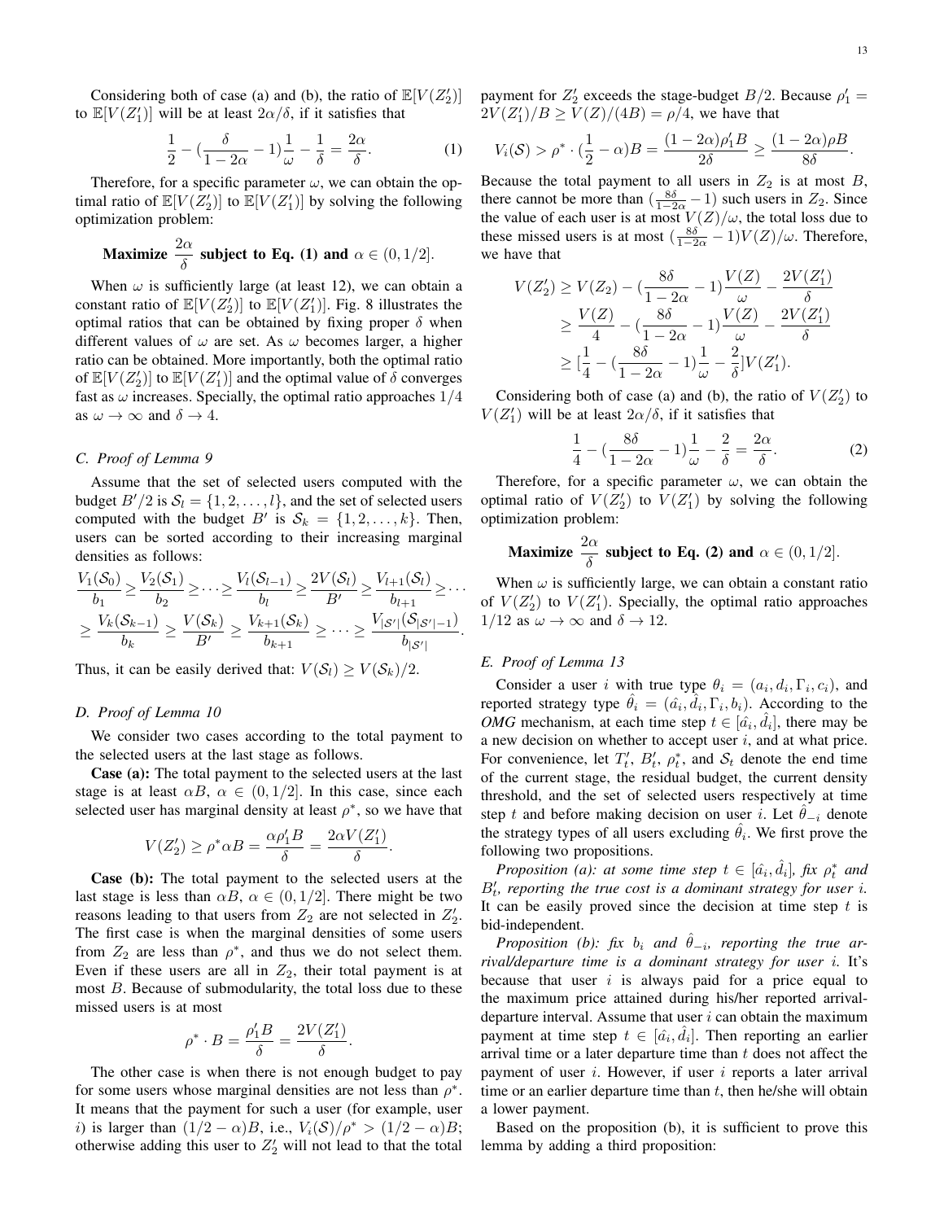Considering both of case (a) and (b), the ratio of $\mathbb{E}[V(Z_2')]$ to $\mathbb{E}[V(Z_1')]$ will be at least $2\alpha/\delta$, if it satisfies that

$$\frac{1}{2} - (\frac{\delta}{1-2\alpha} - 1)\frac{1}{\omega} - \frac{1}{\delta} = \frac{2\alpha}{\delta}. \tag{1}$$

Therefore, for a specific parameter $\omega$, we can obtain the optimal ratio of $\mathbb{E}[V(Z_2')]$ to $\mathbb{E}[V(Z_1')]$ by solving the following optimization problem:

$$\textbf{Maximize } \frac{2\alpha}{\delta} \textbf{ subject to Eq. (1) and } \alpha \in (0, 1/2].$$

When $\omega$ is sufficiently large (at least 12), we can obtain a constant ratio of $\mathbb{E}[V(Z_2')]$ to $\mathbb{E}[V(Z_1')]$. Fig. 8 illustrates the optimal ratios that can be obtained by fixing proper $\delta$ when different values of $\omega$ are set. As $\omega$ becomes larger, a higher ratio can be obtained. More importantly, both the optimal ratio of $\mathbb{E}[V(Z_2')]$ to $\mathbb{E}[V(Z_1')]$ and the optimal value of $\delta$ converges fast as $\omega$ increases. Specially, the optimal ratio approaches $1/4$ as $\omega \to \infty$ and $\delta \to 4$.

### C. Proof of Lemma 9

Assume that the set of selected users computed with the budget $B'/2$ is $\mathcal{S}_l = \{1, 2, \ldots, l\}$, and the set of selected users computed with the budget $B'$ is $\mathcal{S}_k = \{1, 2, \ldots, k\}$. Then, users can be sorted according to their increasing marginal densities as follows:

$$\frac{V_1(\mathcal{S}_0)}{b_1} \geq \frac{V_2(\mathcal{S}_1)}{b_2} \geq \cdots \geq \frac{V_l(\mathcal{S}_{l-1})}{b_l} \geq \frac{2V(\mathcal{S}_l)}{B'} \geq \frac{V_{l+1}(\mathcal{S}_l)}{b_{l+1}} \geq \cdots$$
$$\geq \frac{V_k(\mathcal{S}_{k-1})}{b_k} \geq \frac{V(\mathcal{S}_k)}{B'} \geq \frac{V_{k+1}(\mathcal{S}_k)}{b_{k+1}} \geq \cdots \geq \frac{V_{|\mathcal{S}'|}(\mathcal{S}_{|\mathcal{S}'|-1})}{b_{|\mathcal{S}'|}}.$$

Thus, it can be easily derived that: $V(\mathcal{S}_l) \geq V(\mathcal{S}_k)/2$.

### D. Proof of Lemma 10

We consider two cases according to the total payment to the selected users at the last stage as follows.

**Case (a):** The total payment to the selected users at the last stage is at least $\alpha B$, $\alpha \in (0, 1/2]$. In this case, since each selected user has marginal density at least $\rho^*$, so we have that

$$V(Z_2') \geq \rho^* \alpha B = \frac{\alpha \rho_1' B}{\delta} = \frac{2\alpha V(Z_1')}{\delta}.$$

**Case (b):** The total payment to the selected users at the last stage is less than $\alpha B$, $\alpha \in (0, 1/2]$. There might be two reasons leading to that users from $Z_2$ are not selected in $Z_2'$. The first case is when the marginal densities of some users from $Z_2$ are less than $\rho^*$, and thus we do not select them. Even if these users are all in $Z_2$, their total payment is at most $B$. Because of submodularity, the total loss due to these missed users is at most

$$\rho^* \cdot B = \frac{\rho_1' B}{\delta} = \frac{2V(Z_1')}{\delta}.$$

The other case is when there is not enough budget to pay for some users whose marginal densities are not less than $\rho^*$. It means that the payment for such a user (for example, user $i$) is larger than $(1/2 - \alpha)B$, i.e., $V_i(\mathcal{S})/\rho^* > (1/2 - \alpha)B$; otherwise adding this user to $Z_2'$ will not lead to that the total payment for $Z_2'$ exceeds the stage-budget $B/2$. Because $\rho_1' = 2V(Z_1')/B \geq V(Z)/(4B) = \rho/4$, we have that

$$V_i(\mathcal{S}) > \rho^* \cdot (\frac{1}{2} - \alpha)B = \frac{(1-2\alpha)\rho_1' B}{2\delta} \geq \frac{(1-2\alpha)\rho B}{8\delta}.$$

Because the total payment to all users in $Z_2$ is at most $B$, there cannot be more than $(\frac{8\delta}{1-2\alpha} - 1)$ such users in $Z_2$. Since the value of each user is at most $V(Z)/\omega$, the total loss due to these missed users is at most $(\frac{8\delta}{1-2\alpha} - 1)V(Z)/\omega$. Therefore, we have that

$$\begin{aligned}
V(Z_2') &\geq V(Z_2) - (\frac{8\delta}{1-2\alpha} - 1)\frac{V(Z)}{\omega} - \frac{2V(Z_1')}{\delta} \\
&\geq \frac{V(Z)}{4} - (\frac{8\delta}{1-2\alpha} - 1)\frac{V(Z)}{\omega} - \frac{2V(Z_1')}{\delta} \\
&\geq [\frac{1}{4} - (\frac{8\delta}{1-2\alpha} - 1)\frac{1}{\omega} - \frac{2}{\delta}]V(Z_1').
\end{aligned}$$

Considering both of case (a) and (b), the ratio of $V(Z_2')$ to $V(Z_1')$ will be at least $2\alpha/\delta$, if it satisfies that

$$\frac{1}{4} - (\frac{8\delta}{1-2\alpha} - 1)\frac{1}{\omega} - \frac{2}{\delta} = \frac{2\alpha}{\delta}. \tag{2}$$

Therefore, for a specific parameter $\omega$, we can obtain the optimal ratio of $V(Z_2')$ to $V(Z_1')$ by solving the following optimization problem:

$$\textbf{Maximize } \frac{2\alpha}{\delta} \textbf{ subject to Eq. (2) and } \alpha \in (0, 1/2].$$

When $\omega$ is sufficiently large, we can obtain a constant ratio of $V(Z_2')$ to $V(Z_1')$. Specially, the optimal ratio approaches $1/12$ as $\omega \to \infty$ and $\delta \to 12$.

### E. Proof of Lemma 13

Consider a user $i$ with true type $\theta_i = (a_i, d_i, \Gamma_i, c_i)$, and reported strategy type $\hat{\theta}_i = (\hat{a}_i, \hat{d}_i, \Gamma_i, b_i)$. According to the *OMG* mechanism, at each time step $t \in [\hat{a}_i, \hat{d}_i]$, there may be a new decision on whether to accept user $i$, and at what price. For convenience, let $T_t'$, $B_t'$, $\rho_t^*$, and $\mathcal{S}_t$ denote the end time of the current stage, the residual budget, the current density threshold, and the set of selected users respectively at time step $t$ and before making decision on user $i$. Let $\hat{\theta}_{-i}$ denote the strategy types of all users excluding $\hat{\theta}_i$. We first prove the following two propositions.

*Proposition (a): at some time step $t \in [\hat{a}_i, \hat{d}_i]$, fix $\rho_t^*$ and $B_t'$, reporting the true cost is a dominant strategy for user $i$.* It can be easily proved since the decision at time step $t$ is bid-independent.

*Proposition (b): fix $b_i$ and $\hat{\theta}_{-i}$, reporting the true arrival/departure time is a dominant strategy for user $i$.* It's because that user $i$ is always paid for a price equal to the maximum price attained during his/her reported arrival-departure interval. Assume that user $i$ can obtain the maximum payment at time step $t \in [\hat{a}_i, \hat{d}_i]$. Then reporting an earlier arrival time or a later departure time than $t$ does not affect the payment of user $i$. However, if user $i$ reports a later arrival time or an earlier departure time than $t$, then he/she will obtain a lower payment.

Based on the proposition (b), it is sufficient to prove this lemma by adding a third proposition: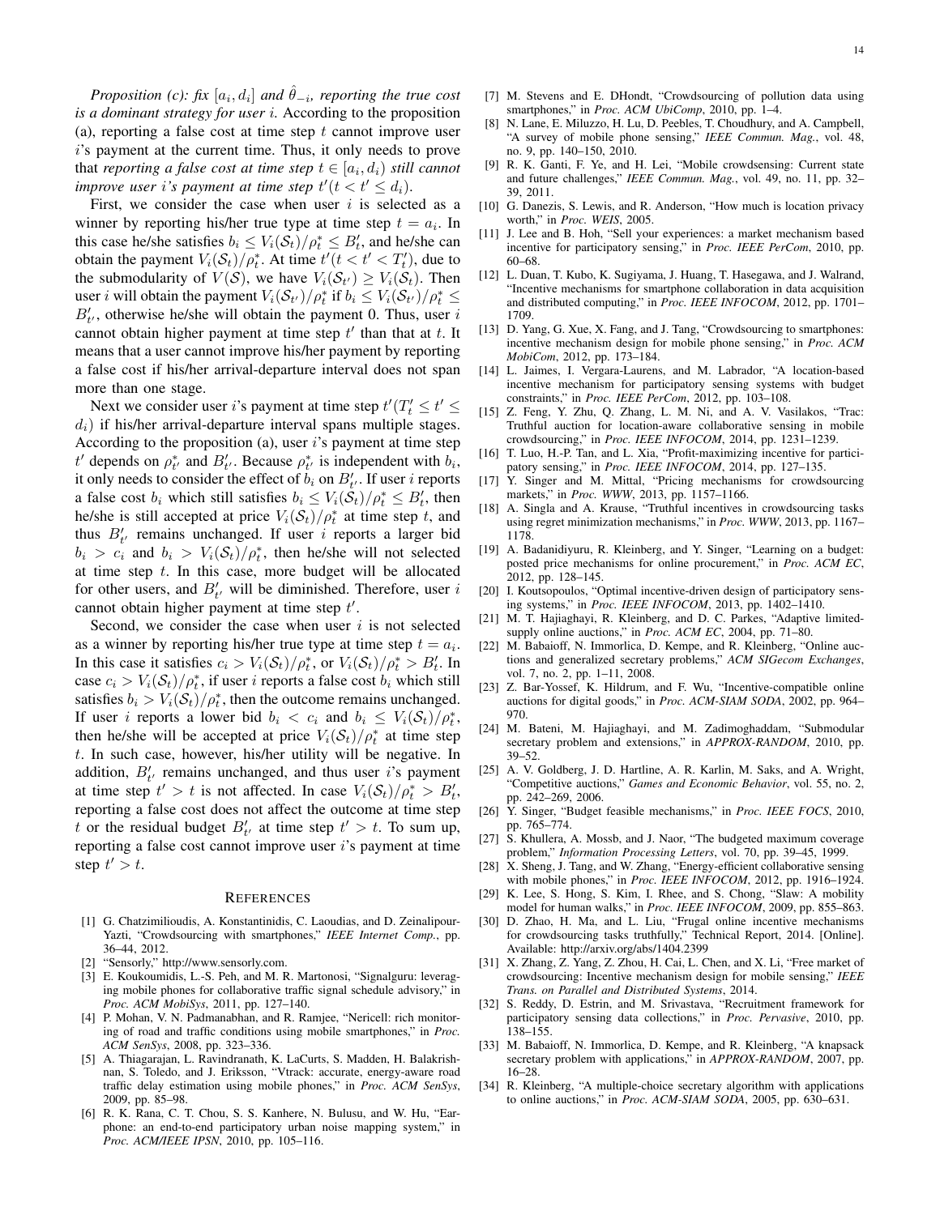*Proposition (c): fix $[a_i, d_i]$ and $\hat{\theta}_{-i}$, reporting the true cost is a dominant strategy for user i.* According to the proposition (a), reporting a false cost at time step $t$ cannot improve user $i$'s payment at the current time. Thus, it only needs to prove that *reporting a false cost at time step $t \in [a_i, d_i)$ still cannot improve user $i$'s payment at time step $t'(t < t' \leq d_i)$*.

First, we consider the case when user $i$ is selected as a winner by reporting his/her true type at time step $t = a_i$. In this case he/she satisfies $b_i \leq V_i(\mathcal{S}_t)/\rho_t^* \leq B_t'$, and he/she can obtain the payment $V_i(\mathcal{S}_t)/\rho_t^*$. At time $t'(t < t' < T_t')$, due to the submodularity of $V(\mathcal{S})$, we have $V_i(\mathcal{S}_{t'}) \geq V_i(\mathcal{S}_t)$. Then user $i$ will obtain the payment $V_i(\mathcal{S}_{t'})/\rho_t^*$ if $b_i \leq V_i(\mathcal{S}_{t'})/\rho_t^* \leq B_{t'}'$, otherwise he/she will obtain the payment 0. Thus, user $i$ cannot obtain higher payment at time step $t'$ than that at $t$. It means that a user cannot improve his/her payment by reporting a false cost if his/her arrival-departure interval does not span more than one stage.

Next we consider user $i$'s payment at time step $t'(T_t' \leq t' \leq d_i)$ if his/her arrival-departure interval spans multiple stages. According to the proposition (a), user $i$'s payment at time step $t'$ depends on $\rho_{t'}^*$ and $B_{t'}'$. Because $\rho_{t'}^*$ is independent with $b_i$, it only needs to consider the effect of $b_i$ on $B_{t'}'$. If user $i$ reports a false cost $b_i$ which still satisfies $b_i \leq V_i(\mathcal{S}_t)/\rho_t^* \leq B_t'$, then he/she is still accepted at price $V_i(\mathcal{S}_t)/\rho_t^*$ at time step $t$, and thus $B_{t'}'$ remains unchanged. If user $i$ reports a larger bid $b_i > c_i$ and $b_i > V_i(\mathcal{S}_t)/\rho_t^*$, then he/she will not selected at time step $t$. In this case, more budget will be allocated for other users, and $B_{t'}'$ will be diminished. Therefore, user $i$ cannot obtain higher payment at time step $t'$.

Second, we consider the case when user $i$ is not selected as a winner by reporting his/her true type at time step $t = a_i$. In this case it satisfies $c_i > V_i(\mathcal{S}_t)/\rho_t^*$, or $V_i(\mathcal{S}_t)/\rho_t^* > B_t'$. In case $c_i > V_i(\mathcal{S}_t)/\rho_t^*$, if user $i$ reports a false cost $b_i$ which still satisfies $b_i > V_i(\mathcal{S}_t)/\rho_t^*$, then the outcome remains unchanged. If user $i$ reports a lower bid $b_i < c_i$ and $b_i \leq V_i(\mathcal{S}_t)/\rho_t^*$, then he/she will be accepted at price $V_i(\mathcal{S}_t)/\rho_t^*$ at time step $t$. In such case, however, his/her utility will be negative. In addition, $B_{t'}'$ remains unchanged, and thus user $i$'s payment at time step $t' > t$ is not affected. In case $V_i(\mathcal{S}_t)/\rho_t^* > B_t'$, reporting a false cost does not affect the outcome at time step $t$ or the residual budget $B_{t'}'$ at time step $t' > t$. To sum up, reporting a false cost cannot improve user $i$'s payment at time step $t' > t$.

## REFERENCES

[1] G. Chatzimilioudis, A. Konstantinidis, C. Laoudias, and D. Zeinalipour-Yazti, "Crowdsourcing with smartphones," *IEEE Internet Comp.*, pp. 36–44, 2012.

[2] "Sensorly," http://www.sensorly.com.

[3] E. Koukoumidis, L.-S. Peh, and M. R. Martonosi, "Signalguru: leveraging mobile phones for collaborative traffic signal schedule advisory," in *Proc. ACM MobiSys*, 2011, pp. 127–140.

[4] P. Mohan, V. N. Padmanabhan, and R. Ramjee, "Nericell: rich monitoring of road and traffic conditions using mobile smartphones," in *Proc. ACM SenSys*, 2008, pp. 323–336.

[5] A. Thiagarajan, L. Ravindranath, K. LaCurts, S. Madden, H. Balakrishnan, S. Toledo, and J. Eriksson, "Vtrack: accurate, energy-aware road traffic delay estimation using mobile phones," in *Proc. ACM SenSys*, 2009, pp. 85–98.

[6] R. K. Rana, C. T. Chou, S. S. Kanhere, N. Bulusu, and W. Hu, "Earphone: an end-to-end participatory urban noise mapping system," in *Proc. ACM/IEEE IPSN*, 2010, pp. 105–116.

[7] M. Stevens and E. DHondt, "Crowdsourcing of pollution data using smartphones," in *Proc. ACM UbiComp*, 2010, pp. 1–4.

[8] N. Lane, E. Miluzzo, H. Lu, D. Peebles, T. Choudhury, and A. Campbell, "A survey of mobile phone sensing," *IEEE Commun. Mag.*, vol. 48, no. 9, pp. 140–150, 2010.

[9] R. K. Ganti, F. Ye, and H. Lei, "Mobile crowdsensing: Current state and future challenges," *IEEE Commun. Mag.*, vol. 49, no. 11, pp. 32–39, 2011.

[10] G. Danezis, S. Lewis, and R. Anderson, "How much is location privacy worth," in *Proc. WEIS*, 2005.

[11] J. Lee and B. Hoh, "Sell your experiences: a market mechanism based incentive for participatory sensing," in *Proc. IEEE PerCom*, 2010, pp. 60–68.

[12] L. Duan, T. Kubo, K. Sugiyama, J. Huang, T. Hasegawa, and J. Walrand, "Incentive mechanisms for smartphone collaboration in data acquisition and distributed computing," in *Proc. IEEE INFOCOM*, 2012, pp. 1701–1709.

[13] D. Yang, G. Xue, X. Fang, and J. Tang, "Crowdsourcing to smartphones: incentive mechanism design for mobile phone sensing," in *Proc. ACM MobiCom*, 2012, pp. 173–184.

[14] L. Jaimes, I. Vergara-Laurens, and M. Labrador, "A location-based incentive mechanism for participatory sensing systems with budget constraints," in *Proc. IEEE PerCom*, 2012, pp. 103–108.

[15] Z. Feng, Y. Zhu, Q. Zhang, L. M. Ni, and A. V. Vasilakos, "Trac: Truthful auction for location-aware collaborative sensing in mobile crowdsourcing," in *Proc. IEEE INFOCOM*, 2014, pp. 1231–1239.

[16] T. Luo, H.-P. Tan, and L. Xia, "Profit-maximizing incentive for participatory sensing," in *Proc. IEEE INFOCOM*, 2014, pp. 127–135.

[17] Y. Singer and M. Mittal, "Pricing mechanisms for crowdsourcing markets," in *Proc. WWW*, 2013, pp. 1157–1166.

[18] A. Singla and A. Krause, "Truthful incentives in crowdsourcing tasks using regret minimization mechanisms," in *Proc. WWW*, 2013, pp. 1167–1178.

[19] A. Badanidiyuru, R. Kleinberg, and Y. Singer, "Learning on a budget: posted price mechanisms for online procurement," in *Proc. ACM EC*, 2012, pp. 128–145.

[20] I. Koutsopoulos, "Optimal incentive-driven design of participatory sensing systems," in *Proc. IEEE INFOCOM*, 2013, pp. 1402–1410.

[21] M. T. Hajiaghayi, R. Kleinberg, and D. C. Parkes, "Adaptive limited-supply online auctions," in *Proc. ACM EC*, 2004, pp. 71–80.

[22] M. Babaioff, N. Immorlica, D. Kempe, and R. Kleinberg, "Online auctions and generalized secretary problems," *ACM SIGecom Exchanges*, vol. 7, no. 2, pp. 1–11, 2008.

[23] Z. Bar-Yossef, K. Hildrum, and F. Wu, "Incentive-compatible online auctions for digital goods," in *Proc. ACM-SIAM SODA*, 2002, pp. 964–970.

[24] M. Bateni, M. Hajiaghayi, and M. Zadimoghaddam, "Submodular secretary problem and extensions," in *APPROX-RANDOM*, 2010, pp. 39–52.

[25] A. V. Goldberg, J. D. Hartline, A. R. Karlin, M. Saks, and A. Wright, "Competitive auctions," *Games and Economic Behavior*, vol. 55, no. 2, pp. 242–269, 2006.

[26] Y. Singer, "Budget feasible mechanisms," in *Proc. IEEE FOCS*, 2010, pp. 765–774.

[27] S. Khullera, A. Mossb, and J. Naor, "The budgeted maximum coverage problem," *Information Processing Letters*, vol. 70, pp. 39–45, 1999.

[28] X. Sheng, J. Tang, and W. Zhang, "Energy-efficient collaborative sensing with mobile phones," in *Proc. IEEE INFOCOM*, 2012, pp. 1916–1924.

[29] K. Lee, S. Hong, S. Kim, I. Rhee, and S. Chong, "Slaw: A mobility model for human walks," in *Proc. IEEE INFOCOM*, 2009, pp. 855–863.

[30] D. Zhao, H. Ma, and L. Liu, "Frugal online incentive mechanisms for crowdsourcing tasks truthfully," Technical Report, 2014. [Online]. Available: http://arxiv.org/abs/1404.2399

[31] X. Zhang, Z. Yang, Z. Zhou, H. Cai, L. Chen, and X. Li, "Free market of crowdsourcing: Incentive mechanism design for mobile sensing," *IEEE Trans. on Parallel and Distributed Systems*, 2014.

[32] S. Reddy, D. Estrin, and M. Srivastava, "Recruitment framework for participatory sensing data collections," in *Proc. Pervasive*, 2010, pp. 138–155.

[33] M. Babaioff, N. Immorlica, D. Kempe, and R. Kleinberg, "A knapsack secretary problem with applications," in *APPROX-RANDOM*, 2007, pp. 16–28.

[34] R. Kleinberg, "A multiple-choice secretary algorithm with applications to online auctions," in *Proc. ACM-SIAM SODA*, 2005, pp. 630–631.